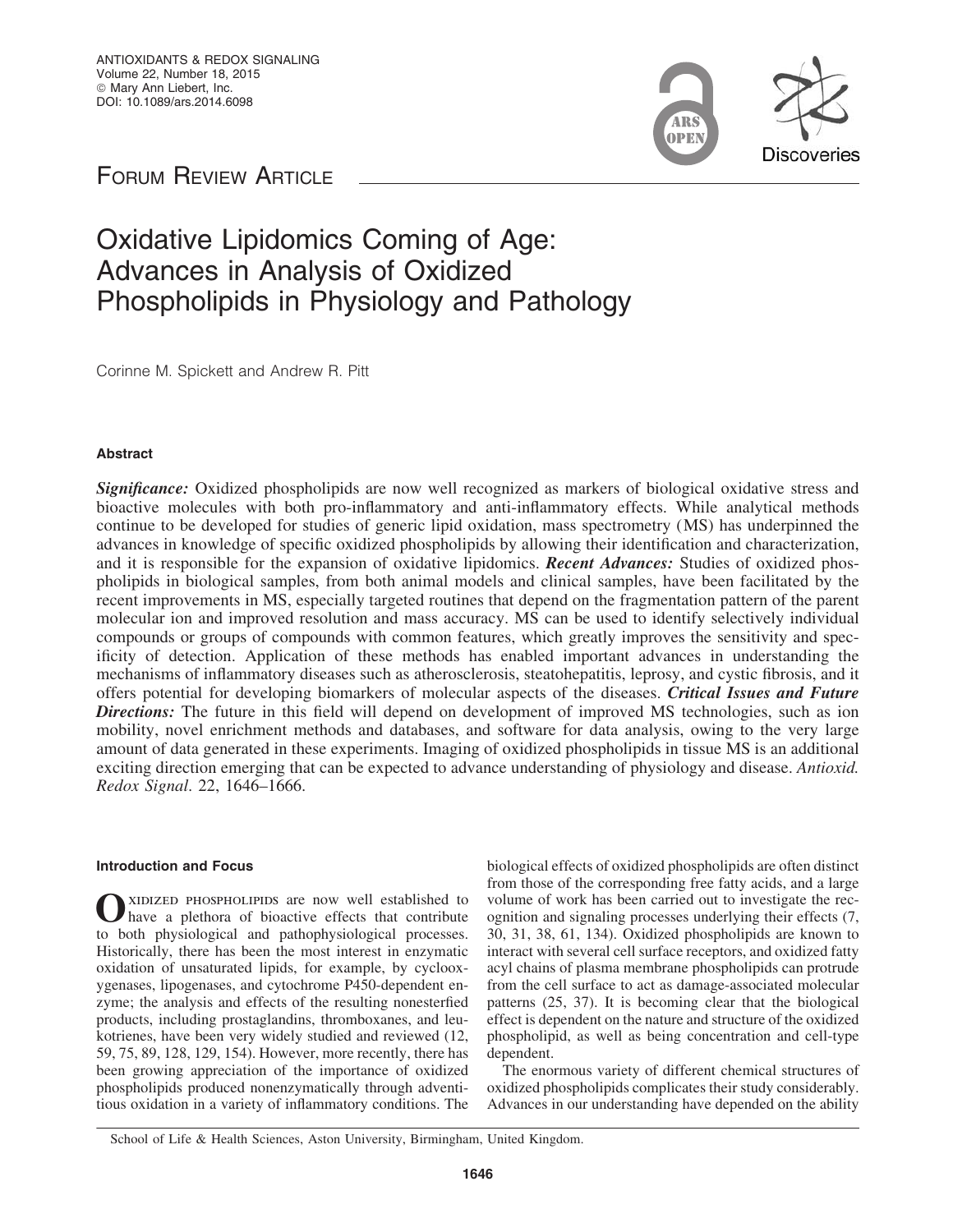FORUM REVIEW ARTICLE

# Oxidative Lipidomics Coming of Age: Advances in Analysis of Oxidized Phospholipids in Physiology and Pathology

Corinne M. Spickett and Andrew R. Pitt

## Abstract

***Significance:*** Oxidized phospholipids are now well recognized as markers of biological oxidative stress and bioactive molecules with both pro-inflammatory and anti-inflammatory effects. While analytical methods continue to be developed for studies of generic lipid oxidation, mass spectrometry (MS) has underpinned the advances in knowledge of specific oxidized phospholipids by allowing their identification and characterization, and it is responsible for the expansion of oxidative lipidomics. ***Recent Advances:*** Studies of oxidized phospholipids in biological samples, from both animal models and clinical samples, have been facilitated by the recent improvements in MS, especially targeted routines that depend on the fragmentation pattern of the parent molecular ion and improved resolution and mass accuracy. MS can be used to identify selectively individual compounds or groups of compounds with common features, which greatly improves the sensitivity and specificity of detection. Application of these methods has enabled important advances in understanding the mechanisms of inflammatory diseases such as atherosclerosis, steatohepatitis, leprosy, and cystic fibrosis, and it offers potential for developing biomarkers of molecular aspects of the diseases. ***Critical Issues and Future Directions:*** The future in this field will depend on development of improved MS technologies, such as ion mobility, novel enrichment methods and databases, and software for data analysis, owing to the very large amount of data generated in these experiments. Imaging of oxidized phospholipids in tissue MS is an additional exciting direction emerging that can be expected to advance understanding of physiology and disease. *Antioxid. Redox Signal.* 22, 1646–1666.

## Introduction and Focus

Oxidized phospholipids are now well established to have a plethora of bioactive effects that contribute to both physiological and pathophysiological processes. Historically, there has been the most interest in enzymatic oxidation of unsaturated lipids, for example, by cyclooxygenases, lipogenases, and cytochrome P450-dependent enzyme; the analysis and effects of the resulting nonesterfied products, including prostaglandins, thromboxanes, and leukotrienes, have been very widely studied and reviewed (12, 59, 75, 89, 128, 129, 154). However, more recently, there has been growing appreciation of the importance of oxidized phospholipids produced nonenzymatically through adventitious oxidation in a variety of inflammatory conditions. The biological effects of oxidized phospholipids are often distinct from those of the corresponding free fatty acids, and a large volume of work has been carried out to investigate the recognition and signaling processes underlying their effects (7, 30, 31, 38, 61, 134). Oxidized phospholipids are known to interact with several cell surface receptors, and oxidized fatty acyl chains of plasma membrane phospholipids can protrude from the cell surface to act as damage-associated molecular patterns (25, 37). It is becoming clear that the biological effect is dependent on the nature and structure of the oxidized phospholipid, as well as being concentration and cell-type dependent.

The enormous variety of different chemical structures of oxidized phospholipids complicates their study considerably. Advances in our understanding have depended on the ability

School of Life & Health Sciences, Aston University, Birmingham, United Kingdom.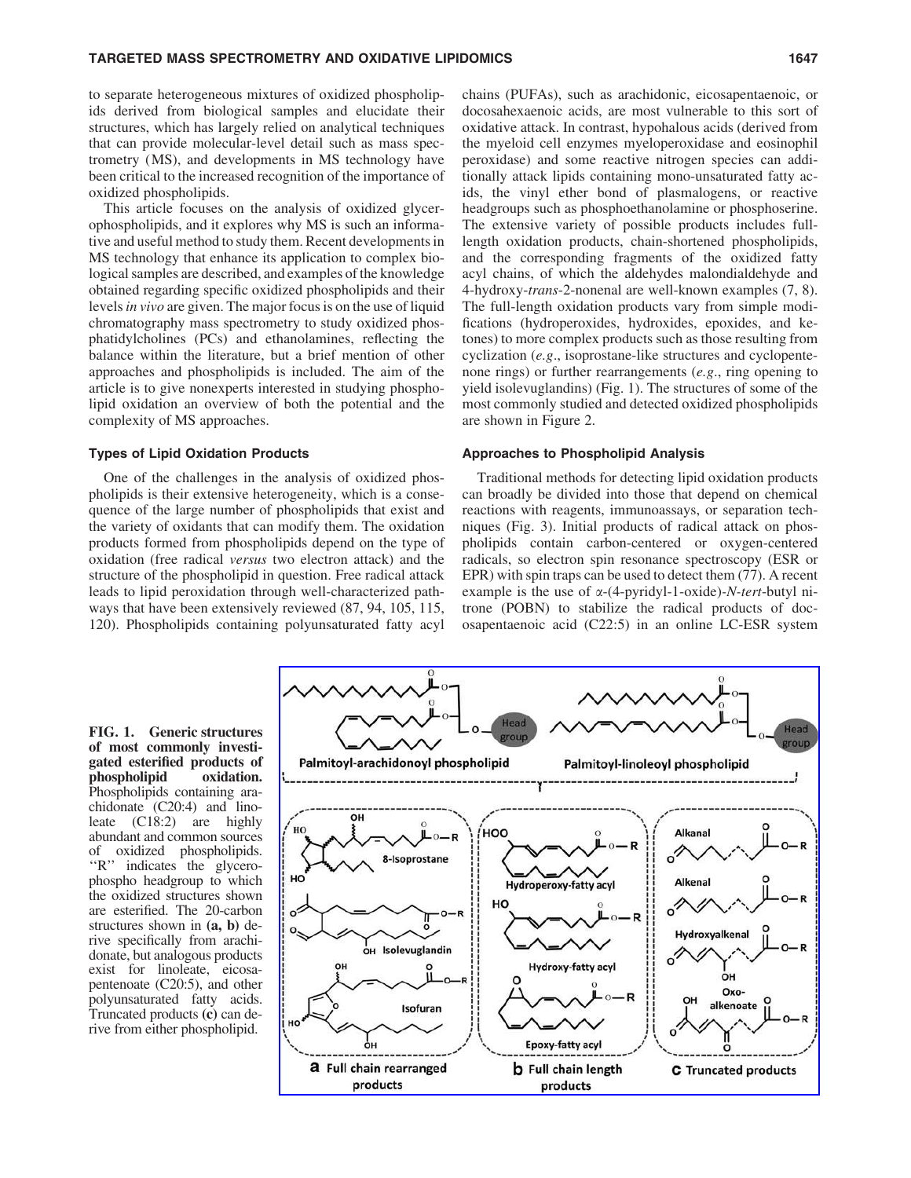to separate heterogeneous mixtures of oxidized phospholipids derived from biological samples and elucidate their structures, which has largely relied on analytical techniques that can provide molecular-level detail such as mass spectrometry (MS), and developments in MS technology have been critical to the increased recognition of the importance of oxidized phospholipids.

This article focuses on the analysis of oxidized glycerophospholipids, and it explores why MS is such an informative and useful method to study them. Recent developments in MS technology that enhance its application to complex biological samples are described, and examples of the knowledge obtained regarding specific oxidized phospholipids and their levels *in vivo* are given. The major focus is on the use of liquid chromatography mass spectrometry to study oxidized phosphatidylcholines (PCs) and ethanolamines, reflecting the balance within the literature, but a brief mention of other approaches and phospholipids is included. The aim of the article is to give nonexperts interested in studying phospholipid oxidation an overview of both the potential and the complexity of MS approaches.

### Types of Lipid Oxidation Products

One of the challenges in the analysis of oxidized phospholipids is their extensive heterogeneity, which is a consequence of the large number of phospholipids that exist and the variety of oxidants that can modify them. The oxidation products formed from phospholipids depend on the type of oxidation (free radical *versus* two electron attack) and the structure of the phospholipid in question. Free radical attack leads to lipid peroxidation through well-characterized pathways that have been extensively reviewed (87, 94, 105, 115, 120). Phospholipids containing polyunsaturated fatty acyl chains (PUFAs), such as arachidonic, eicosapentaenoic, or docosahexaenoic acids, are most vulnerable to this sort of oxidative attack. In contrast, hypohalous acids (derived from the myeloid cell enzymes myeloperoxidase and eosinophil peroxidase) and some reactive nitrogen species can additionally attack lipids containing mono-unsaturated fatty acids, the vinyl ether bond of plasmalogens, or reactive headgroups such as phosphoethanolamine or phosphoserine. The extensive variety of possible products includes full-length oxidation products, chain-shortened phospholipids, and the corresponding fragments of the oxidized fatty acyl chains, of which the aldehydes malondialdehyde and 4-hydroxy-*trans*-2-nonenal are well-known examples (7, 8). The full-length oxidation products vary from simple modifications (hydroperoxides, hydroxides, epoxides, and ketones) to more complex products such as those resulting from cyclization (*e.g*., isoprostane-like structures and cyclopentenone rings) or further rearrangements (*e.g*., ring opening to yield isolevuglandins) (Fig. 1). The structures of some of the most commonly studied and detected oxidized phospholipids are shown in Figure 2.

### Approaches to Phospholipid Analysis

Traditional methods for detecting lipid oxidation products can broadly be divided into those that depend on chemical reactions with reagents, immunoassays, or separation techniques (Fig. 3). Initial products of radical attack on phospholipids contain carbon-centered or oxygen-centered radicals, so electron spin resonance spectroscopy (ESR or EPR) with spin traps can be used to detect them (77). A recent example is the use of α-(4-pyridyl-1-oxide)-*N*-*tert*-butyl nitrone (POBN) to stabilize the radical products of docosapentaenoic acid (C22:5) in an online LC-ESR system

**FIG. 1. Generic structures of most commonly investigated esterified products of phospholipid oxidation.** Phospholipids containing arachidonate (C20:4) and linoleate (C18:2) are highly abundant and common sources of oxidized phospholipids. "R" indicates the glycerophospho headgroup to which the oxidized structures shown are esterified. The 20-carbon structures shown in **(a, b)** derive specifically from arachidonate, but analogous products exist for linoleate, eicosapentenoate (C20:5), and other polyunsaturated fatty acids. Truncated products **(c)** can derive from either phospholipid.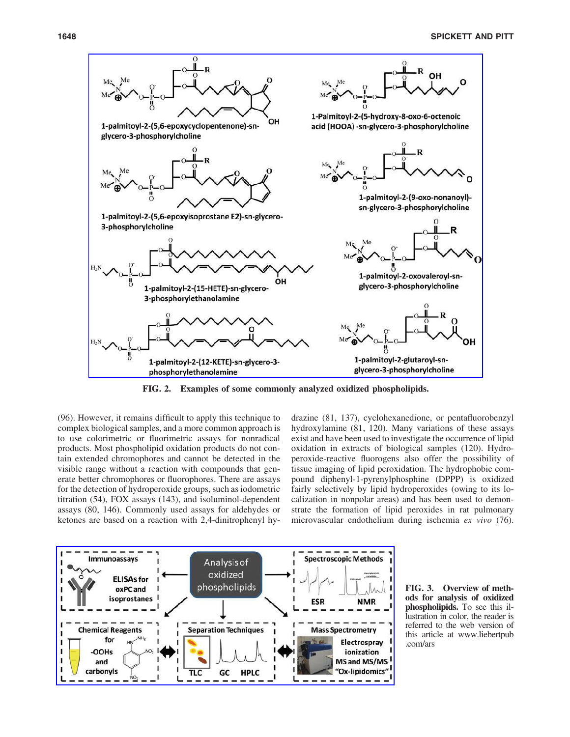**FIG. 2. Examples of some commonly analyzed oxidized phospholipids.**

(96). However, it remains difficult to apply this technique to complex biological samples, and a more common approach is to use colorimetric or fluorimetric assays for nonradical products. Most phospholipid oxidation products do not contain extended chromophores and cannot be detected in the visible range without a reaction with compounds that generate better chromophores or fluorophores. There are assays for the detection of hydroperoxide groups, such as iodometric titration (54), FOX assays (143), and isoluminol-dependent assays (80, 146). Commonly used assays for aldehydes or ketones are based on a reaction with 2,4-dinitrophenyl hydrazine (81, 137), cyclohexanedione, or pentafluorobenzyl hydroxylamine (81, 120). Many variations of these assays exist and have been used to investigate the occurrence of lipid oxidation in extracts of biological samples (120). Hydroperoxide-reactive fluorogens also offer the possibility of tissue imaging of lipid peroxidation. The hydrophobic compound diphenyl-1-pyrenylphosphine (DPPP) is oxidized fairly selectively by lipid hydroperoxides (owing to its localization in nonpolar areas) and has been used to demonstrate the formation of lipid peroxides in rat pulmonary microvascular endothelium during ischemia *ex vivo* (76).

**FIG. 3. Overview of methods for analysis of oxidized phospholipids.** To see this illustration in color, the reader is referred to the web version of this article at www.liebertpub.com/ars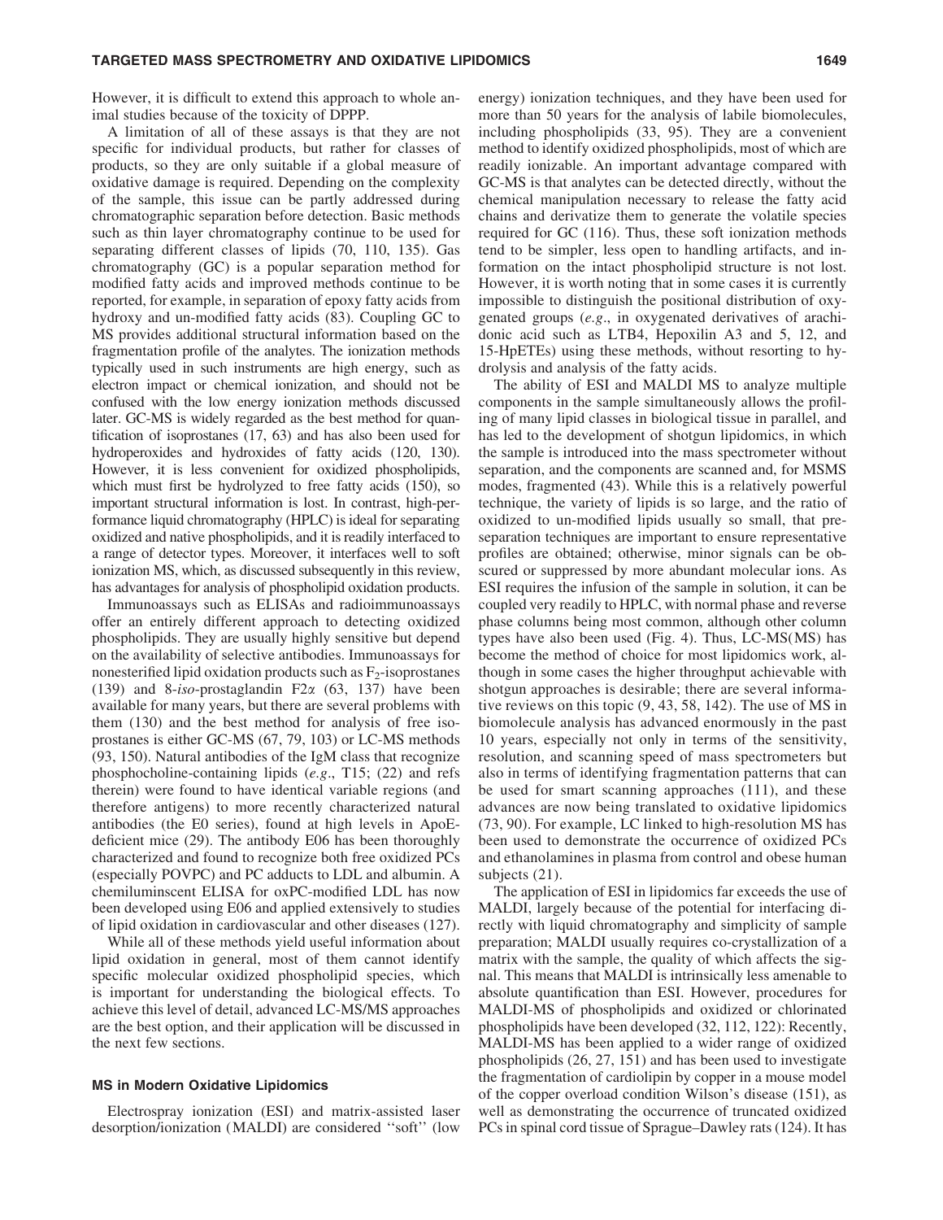However, it is difficult to extend this approach to whole animal studies because of the toxicity of DPPP.

A limitation of all of these assays is that they are not specific for individual products, but rather for classes of products, so they are only suitable if a global measure of oxidative damage is required. Depending on the complexity of the sample, this issue can be partly addressed during chromatographic separation before detection. Basic methods such as thin layer chromatography continue to be used for separating different classes of lipids (70, 110, 135). Gas chromatography (GC) is a popular separation method for modified fatty acids and improved methods continue to be reported, for example, in separation of epoxy fatty acids from hydroxy and un-modified fatty acids (83). Coupling GC to MS provides additional structural information based on the fragmentation profile of the analytes. The ionization methods typically used in such instruments are high energy, such as electron impact or chemical ionization, and should not be confused with the low energy ionization methods discussed later. GC-MS is widely regarded as the best method for quantification of isoprostanes (17, 63) and has also been used for hydroperoxides and hydroxides of fatty acids (120, 130). However, it is less convenient for oxidized phospholipids, which must first be hydrolyzed to free fatty acids (150), so important structural information is lost. In contrast, high-performance liquid chromatography (HPLC) is ideal for separating oxidized and native phospholipids, and it is readily interfaced to a range of detector types. Moreover, it interfaces well to soft ionization MS, which, as discussed subsequently in this review, has advantages for analysis of phospholipid oxidation products.

Immunoassays such as ELISAs and radioimmunoassays offer an entirely different approach to detecting oxidized phospholipids. They are usually highly sensitive but depend on the availability of selective antibodies. Immunoassays for nonesterified lipid oxidation products such as $F_2$-isoprostanes (139) and 8-*iso*-prostaglandin F2$\alpha$ (63, 137) have been available for many years, but there are several problems with them (130) and the best method for analysis of free isoprostanes is either GC-MS (67, 79, 103) or LC-MS methods (93, 150). Natural antibodies of the IgM class that recognize phosphocholine-containing lipids (*e.g.*, T15; (22) and refs therein) were found to have identical variable regions (and therefore antigens) to more recently characterized natural antibodies (the E0 series), found at high levels in ApoE-deficient mice (29). The antibody E06 has been thoroughly characterized and found to recognize both free oxidized PCs (especially POVPC) and PC adducts to LDL and albumin. A chemiluminscent ELISA for oxPC-modified LDL has now been developed using E06 and applied extensively to studies of lipid oxidation in cardiovascular and other diseases (127).

While all of these methods yield useful information about lipid oxidation in general, most of them cannot identify specific molecular oxidized phospholipid species, which is important for understanding the biological effects. To achieve this level of detail, advanced LC-MS/MS approaches are the best option, and their application will be discussed in the next few sections.

### MS in Modern Oxidative Lipidomics

Electrospray ionization (ESI) and matrix-assisted laser desorption/ionization (MALDI) are considered ''soft'' (low energy) ionization techniques, and they have been used for more than 50 years for the analysis of labile biomolecules, including phospholipids (33, 95). They are a convenient method to identify oxidized phospholipids, most of which are readily ionizable. An important advantage compared with GC-MS is that analytes can be detected directly, without the chemical manipulation necessary to release the fatty acid chains and derivatize them to generate the volatile species required for GC (116). Thus, these soft ionization methods tend to be simpler, less open to handling artifacts, and information on the intact phospholipid structure is not lost. However, it is worth noting that in some cases it is currently impossible to distinguish the positional distribution of oxygenated groups (*e.g.*, in oxygenated derivatives of arachidonic acid such as LTB4, Hepoxilin A3 and 5, 12, and 15-HpETEs) using these methods, without resorting to hydrolysis and analysis of the fatty acids.

The ability of ESI and MALDI MS to analyze multiple components in the sample simultaneously allows the profiling of many lipid classes in biological tissue in parallel, and has led to the development of shotgun lipidomics, in which the sample is introduced into the mass spectrometer without separation, and the components are scanned and, for MSMS modes, fragmented (43). While this is a relatively powerful technique, the variety of lipids is so large, and the ratio of oxidized to un-modified lipids usually so small, that pre-separation techniques are important to ensure representative profiles are obtained; otherwise, minor signals can be obscured or suppressed by more abundant molecular ions. As ESI requires the infusion of the sample in solution, it can be coupled very readily to HPLC, with normal phase and reverse phase columns being most common, although other column types have also been used (Fig. 4). Thus, LC-MS(MS) has become the method of choice for most lipidomics work, although in some cases the higher throughput achievable with shotgun approaches is desirable; there are several informative reviews on this topic (9, 43, 58, 142). The use of MS in biomolecule analysis has advanced enormously in the past 10 years, especially not only in terms of the sensitivity, resolution, and scanning speed of mass spectrometers but also in terms of identifying fragmentation patterns that can be used for smart scanning approaches (111), and these advances are now being translated to oxidative lipidomics (73, 90). For example, LC linked to high-resolution MS has been used to demonstrate the occurrence of oxidized PCs and ethanolamines in plasma from control and obese human subjects (21).

The application of ESI in lipidomics far exceeds the use of MALDI, largely because of the potential for interfacing directly with liquid chromatography and simplicity of sample preparation; MALDI usually requires co-crystallization of a matrix with the sample, the quality of which affects the signal. This means that MALDI is intrinsically less amenable to absolute quantification than ESI. However, procedures for MALDI-MS of phospholipids and oxidized or chlorinated phospholipids have been developed (32, 112, 122): Recently, MALDI-MS has been applied to a wider range of oxidized phospholipids (26, 27, 151) and has been used to investigate the fragmentation of cardiolipin by copper in a mouse model of the copper overload condition Wilson's disease (151), as well as demonstrating the occurrence of truncated oxidized PCs in spinal cord tissue of Sprague–Dawley rats (124). It has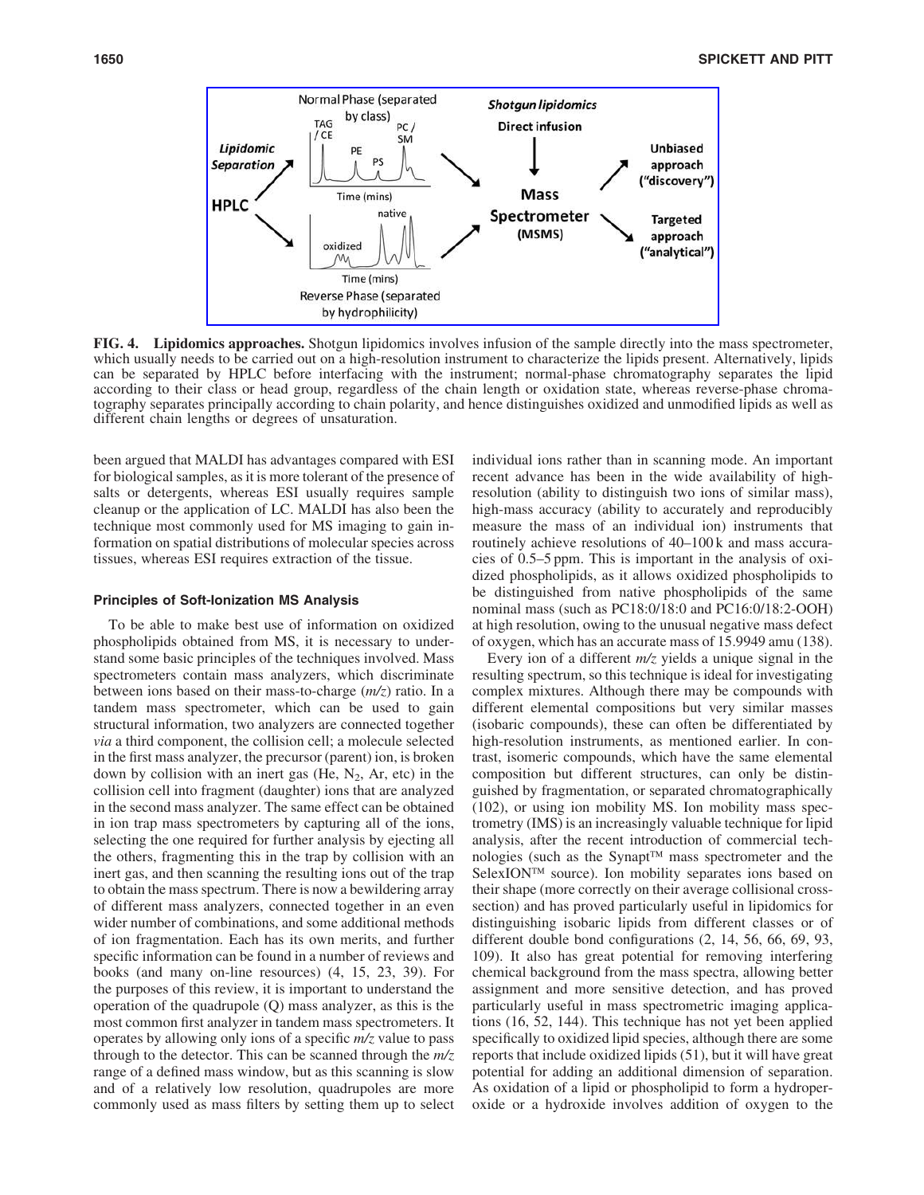**FIG. 4. Lipidomics approaches.** Shotgun lipidomics involves infusion of the sample directly into the mass spectrometer, which usually needs to be carried out on a high-resolution instrument to characterize the lipids present. Alternatively, lipids can be separated by HPLC before interfacing with the instrument; normal-phase chromatography separates the lipid according to their class or head group, regardless of the chain length or oxidation state, whereas reverse-phase chromatography separates principally according to chain polarity, and hence distinguishes oxidized and unmodified lipids as well as different chain lengths or degrees of unsaturation.

been argued that MALDI has advantages compared with ESI for biological samples, as it is more tolerant of the presence of salts or detergents, whereas ESI usually requires sample cleanup or the application of LC. MALDI has also been the technique most commonly used for MS imaging to gain information on spatial distributions of molecular species across tissues, whereas ESI requires extraction of the tissue.

### Principles of Soft-Ionization MS Analysis

To be able to make best use of information on oxidized phospholipids obtained from MS, it is necessary to understand some basic principles of the techniques involved. Mass spectrometers contain mass analyzers, which discriminate between ions based on their mass-to-charge (*m/z*) ratio. In a tandem mass spectrometer, which can be used to gain structural information, two analyzers are connected together *via* a third component, the collision cell; a molecule selected in the first mass analyzer, the precursor (parent) ion, is broken down by collision with an inert gas (He, $N_2$, Ar, etc) in the collision cell into fragment (daughter) ions that are analyzed in the second mass analyzer. The same effect can be obtained in ion trap mass spectrometers by capturing all of the ions, selecting the one required for further analysis by ejecting all the others, fragmenting this in the trap by collision with an inert gas, and then scanning the resulting ions out of the trap to obtain the mass spectrum. There is now a bewildering array of different mass analyzers, connected together in an even wider number of combinations, and some additional methods of ion fragmentation. Each has its own merits, and further specific information can be found in a number of reviews and books (and many on-line resources) (4, 15, 23, 39). For the purposes of this review, it is important to understand the operation of the quadrupole (Q) mass analyzer, as this is the most common first analyzer in tandem mass spectrometers. It operates by allowing only ions of a specific *m/z* value to pass through to the detector. This can be scanned through the *m/z* range of a defined mass window, but as this scanning is slow and of a relatively low resolution, quadrupoles are more commonly used as mass filters by setting them up to select individual ions rather than in scanning mode. An important recent advance has been in the wide availability of high-resolution (ability to distinguish two ions of similar mass), high-mass accuracy (ability to accurately and reproducibly measure the mass of an individual ion) instruments that routinely achieve resolutions of 40–100 k and mass accuracies of 0.5–5 ppm. This is important in the analysis of oxidized phospholipids, as it allows oxidized phospholipids to be distinguished from native phospholipids of the same nominal mass (such as PC18:0/18:0 and PC16:0/18:2-OOH) at high resolution, owing to the unusual negative mass defect of oxygen, which has an accurate mass of 15.9949 amu (138).

Every ion of a different *m/z* yields a unique signal in the resulting spectrum, so this technique is ideal for investigating complex mixtures. Although there may be compounds with different elemental compositions but very similar masses (isobaric compounds), these can often be differentiated by high-resolution instruments, as mentioned earlier. In contrast, isomeric compounds, which have the same elemental composition but different structures, can only be distinguished by fragmentation, or separated chromatographically (102), or using ion mobility MS. Ion mobility mass spectrometry (IMS) is an increasingly valuable technique for lipid analysis, after the recent introduction of commercial technologies (such as the Synapt™ mass spectrometer and the SelexION™ source). Ion mobility separates ions based on their shape (more correctly on their average collisional cross-section) and has proved particularly useful in lipidomics for distinguishing isobaric lipids from different classes or of different double bond configurations (2, 14, 56, 66, 69, 93, 109). It also has great potential for removing interfering chemical background from the mass spectra, allowing better assignment and more sensitive detection, and has proved particularly useful in mass spectrometric imaging applications (16, 52, 144). This technique has not yet been applied specifically to oxidized lipid species, although there are some reports that include oxidized lipids (51), but it will have great potential for adding an additional dimension of separation. As oxidation of a lipid or phospholipid to form a hydroperoxide or a hydroxide involves addition of oxygen to the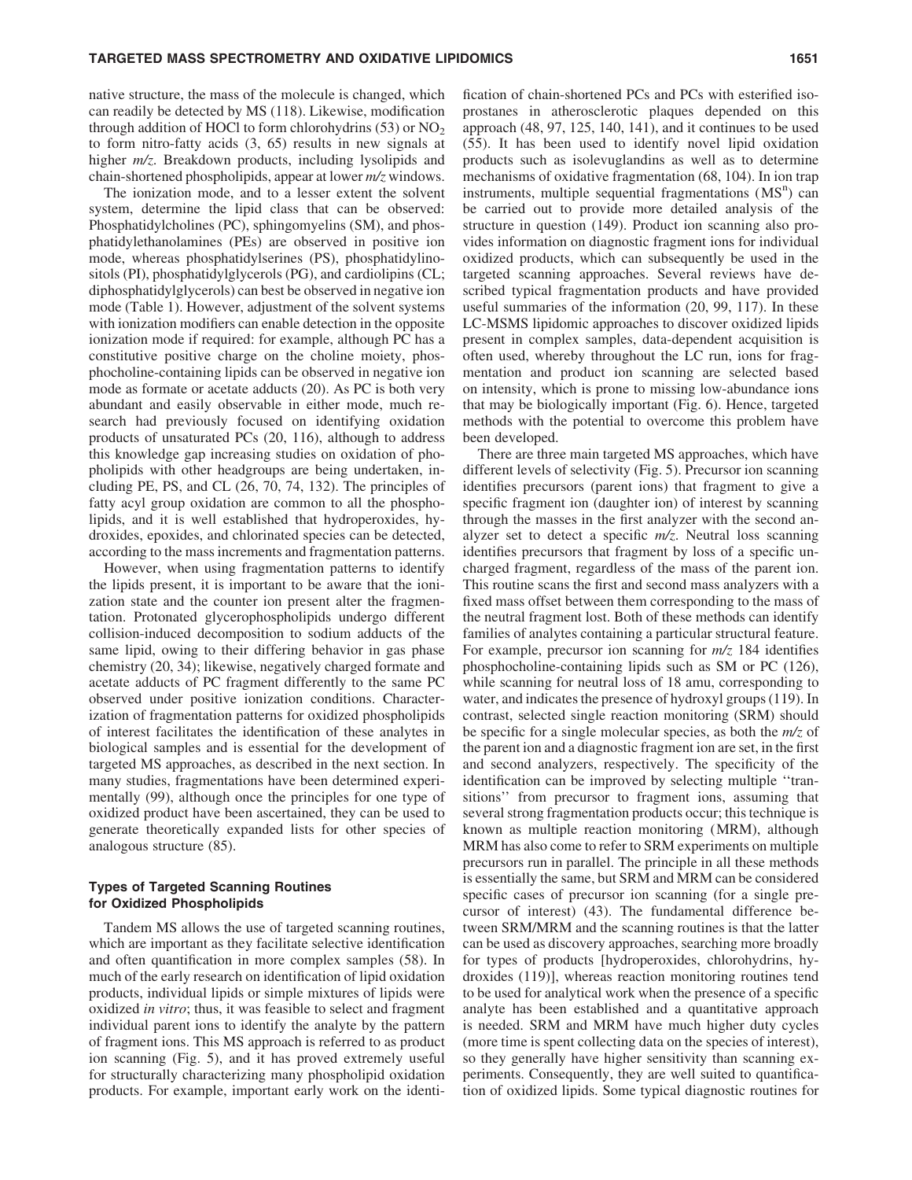native structure, the mass of the molecule is changed, which can readily be detected by MS (118). Likewise, modification through addition of HOCl to form chlorohydrins (53) or $NO_2$ to form nitro-fatty acids (3, 65) results in new signals at higher *m/z*. Breakdown products, including lysolipids and chain-shortened phospholipids, appear at lower *m/z* windows.

The ionization mode, and to a lesser extent the solvent system, determine the lipid class that can be observed: Phosphatidylcholines (PC), sphingomyelins (SM), and phosphatidylethanolamines (PEs) are observed in positive ion mode, whereas phosphatidylserines (PS), phosphatidylinositols (PI), phosphatidylglycerols (PG), and cardiolipins (CL; diphosphatidylglycerols) can best be observed in negative ion mode (Table 1). However, adjustment of the solvent systems with ionization modifiers can enable detection in the opposite ionization mode if required: for example, although PC has a constitutive positive charge on the choline moiety, phosphocholine-containing lipids can be observed in negative ion mode as formate or acetate adducts (20). As PC is both very abundant and easily observable in either mode, much research had previously focused on identifying oxidation products of unsaturated PCs (20, 116), although to address this knowledge gap increasing studies on oxidation of phospholipids with other headgroups are being undertaken, including PE, PS, and CL (26, 70, 74, 132). The principles of fatty acyl group oxidation are common to all the phospholipids, and it is well established that hydroperoxides, hydroxides, epoxides, and chlorinated species can be detected, according to the mass increments and fragmentation patterns.

However, when using fragmentation patterns to identify the lipids present, it is important to be aware that the ionization state and the counter ion present alter the fragmentation. Protonated glycerophospholipids undergo different collision-induced decomposition to sodium adducts of the same lipid, owing to their differing behavior in gas phase chemistry (20, 34); likewise, negatively charged formate and acetate adducts of PC fragment differently to the same PC observed under positive ionization conditions. Characterization of fragmentation patterns for oxidized phospholipids of interest facilitates the identification of these analytes in biological samples and is essential for the development of targeted MS approaches, as described in the next section. In many studies, fragmentations have been determined experimentally (99), although once the principles for one type of oxidized product have been ascertained, they can be used to generate theoretically expanded lists for other species of analogous structure (85).

### Types of Targeted Scanning Routines for Oxidized Phospholipids

Tandem MS allows the use of targeted scanning routines, which are important as they facilitate selective identification and often quantification in more complex samples (58). In much of the early research on identification of lipid oxidation products, individual lipids or simple mixtures of lipids were oxidized *in vitro*; thus, it was feasible to select and fragment individual parent ions to identify the analyte by the pattern of fragment ions. This MS approach is referred to as product ion scanning (Fig. 5), and it has proved extremely useful for structurally characterizing many phospholipid oxidation products. For example, important early work on the identification of chain-shortened PCs and PCs with esterified isoprostanes in atherosclerotic plaques depended on this approach (48, 97, 125, 140, 141), and it continues to be used (55). It has been used to identify novel lipid oxidation products such as isolevuglandins as well as to determine mechanisms of oxidative fragmentation (68, 104). In ion trap instruments, multiple sequential fragmentations ($MS^n$) can be carried out to provide more detailed analysis of the structure in question (149). Product ion scanning also provides information on diagnostic fragment ions for individual oxidized products, which can subsequently be used in the targeted scanning approaches. Several reviews have described typical fragmentation products and have provided useful summaries of the information (20, 99, 117). In these LC-MSMS lipidomic approaches to discover oxidized lipids present in complex samples, data-dependent acquisition is often used, whereby throughout the LC run, ions for fragmentation and product ion scanning are selected based on intensity, which is prone to missing low-abundance ions that may be biologically important (Fig. 6). Hence, targeted methods with the potential to overcome this problem have been developed.

There are three main targeted MS approaches, which have different levels of selectivity (Fig. 5). Precursor ion scanning identifies precursors (parent ions) that fragment to give a specific fragment ion (daughter ion) of interest by scanning through the masses in the first analyzer with the second analyzer set to detect a specific *m/z*. Neutral loss scanning identifies precursors that fragment by loss of a specific uncharged fragment, regardless of the mass of the parent ion. This routine scans the first and second mass analyzers with a fixed mass offset between them corresponding to the mass of the neutral fragment lost. Both of these methods can identify families of analytes containing a particular structural feature. For example, precursor ion scanning for *m/z* 184 identifies phosphocholine-containing lipids such as SM or PC (126), while scanning for neutral loss of 18 amu, corresponding to water, and indicates the presence of hydroxyl groups (119). In contrast, selected single reaction monitoring (SRM) should be specific for a single molecular species, as both the *m/z* of the parent ion and a diagnostic fragment ion are set, in the first and second analyzers, respectively. The specificity of the identification can be improved by selecting multiple ''transitions'' from precursor to fragment ions, assuming that several strong fragmentation products occur; this technique is known as multiple reaction monitoring (MRM), although MRM has also come to refer to SRM experiments on multiple precursors run in parallel. The principle in all these methods is essentially the same, but SRM and MRM can be considered specific cases of precursor ion scanning (for a single precursor of interest) (43). The fundamental difference between SRM/MRM and the scanning routines is that the latter can be used as discovery approaches, searching more broadly for types of products [hydroperoxides, chlorohydrins, hydroxides (119)], whereas reaction monitoring routines tend to be used for analytical work when the presence of a specific analyte has been established and a quantitative approach is needed. SRM and MRM have much higher duty cycles (more time is spent collecting data on the species of interest), so they generally have higher sensitivity than scanning experiments. Consequently, they are well suited to quantification of oxidized lipids. Some typical diagnostic routines for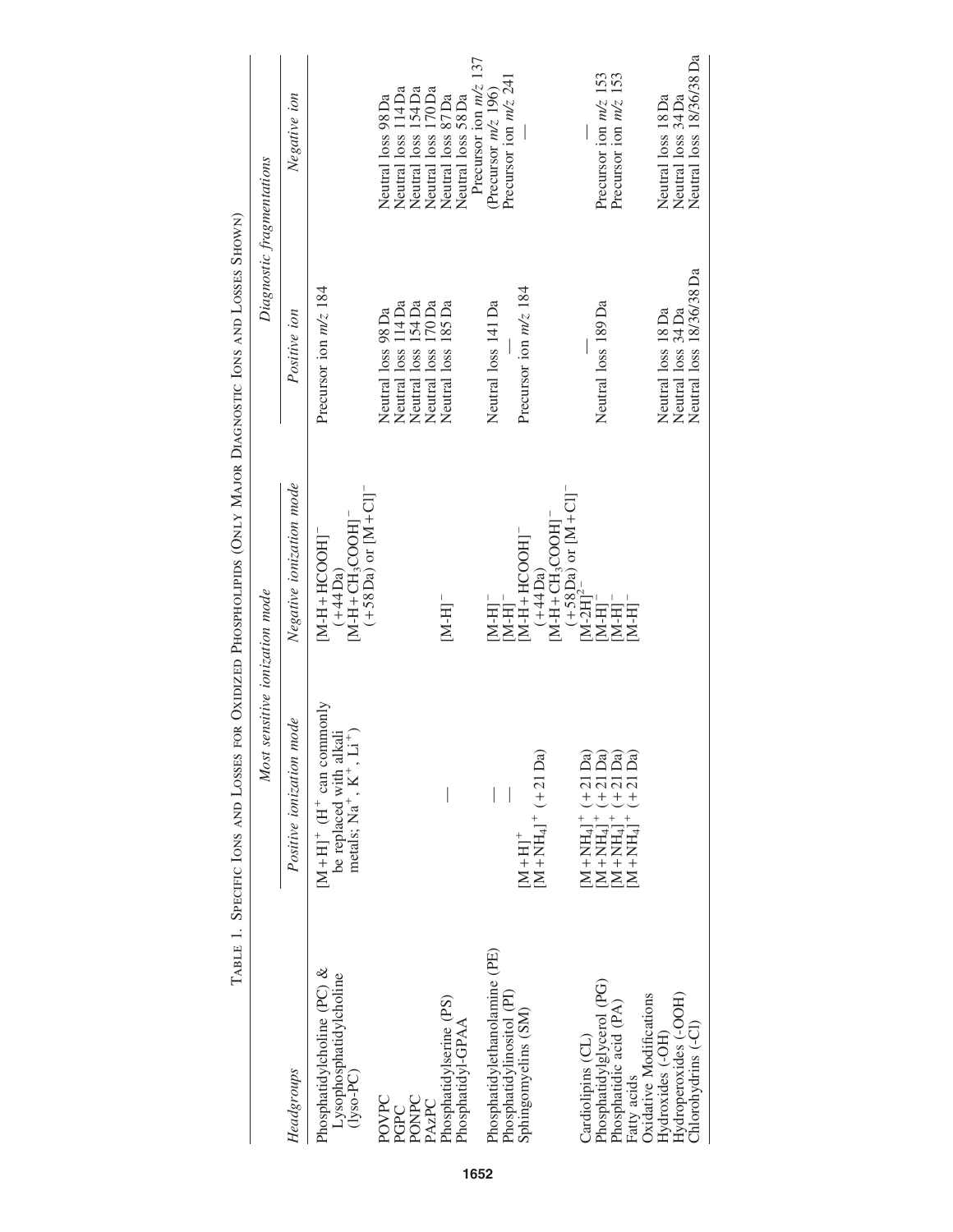TABLE 1. SPECIFIC IONS AND LOSSES FOR OXIDIZED PHOSPHOLIPIDS (ONLY MAJOR DIAGNOSTIC IONS AND LOSSES SHOWN)

| Headgroups | Most sensitive ionization mode | | Diagnostic fragmentations | |
|---|---|---|---|---|
| | Positive ionization mode | Negative ionization mode | Positive ion | Negative ion |
| Phosphatidylcholine (PC) & Lysophosphatidylcholine (lyso-PC) | $[M+H]^+$ ($H^+$ can commonly be replaced with alkali metals; $Na^+$, $K^+$, $Li^+$) | $[M-H+HCOOH]^-$ (+44 Da) $[M-H+CH_3COOH]^-$ (+58 Da) or $[M+Cl]^-$ | Precursor ion *m/z* 184 | |
| POVPC | | | Neutral loss 98 Da | Neutral loss 98 Da |
| PGPC | | | Neutral loss 114 Da | Neutral loss 114 Da |
| PONPC | | | Neutral loss 154 Da | Neutral loss 154 Da |
| PAzPC | | | Neutral loss 170 Da | Neutral loss 170 Da |
| Phosphatidylserine (PS) | — | $[M-H]^-$ | Neutral loss 185 Da | Neutral loss 87 Da |
| Phosphatidyl-GPAA | | | | Neutral loss 58 Da Precursor ion *m/z* 137 |
| Phosphatidylethanolamine (PE) | — | $[M-H]^-$ | Neutral loss 141 Da | (Precursor *m/z* 196) |
| Phosphatidylinositol (PI) | — | $[M-H]^-$ | — | Precursor ion *m/z* 241 |
| Sphingomyelins (SM) | $[M+H]^+$ $[M+NH_4]^+$ (+21 Da) | $[M-H+HCOOH]^-$ (+44 Da) $[M-H+CH_3COOH]^-$ (+58 Da) or $[M+Cl]^-$ | Precursor ion *m/z* 184 | — |
| Cardiolipins (CL) | $[M+NH_4]^+$ (+21 Da) | $[M-2H]^{2-}$ | — | — |
| Phosphatidylglycerol (PG) | $[M+NH_4]^+$ (+21 Da) | $[M-H]^-$ | Neutral loss 189 Da | Precursor ion *m/z* 153 |
| Phosphatidic acid (PA) | $[M+NH_4]^+$ (+21 Da) | $[M-H]^-$ | | Precursor ion *m/z* 153 |
| Fatty acids | $[M+NH_4]^+$ (+21 Da) | $[M-H]^-$ | | |
| Oxidative Modifications | | | | |
| Hydroxides (-OH) | | | Neutral loss 18 Da | Neutral loss 18 Da |
| Hydroperoxides (-OOH) | | | Neutral loss 34 Da | Neutral loss 34 Da |
| Chlorohydrins (-Cl) | | | Neutral loss 18/36/38 Da | Neutral loss 18/36/38 Da |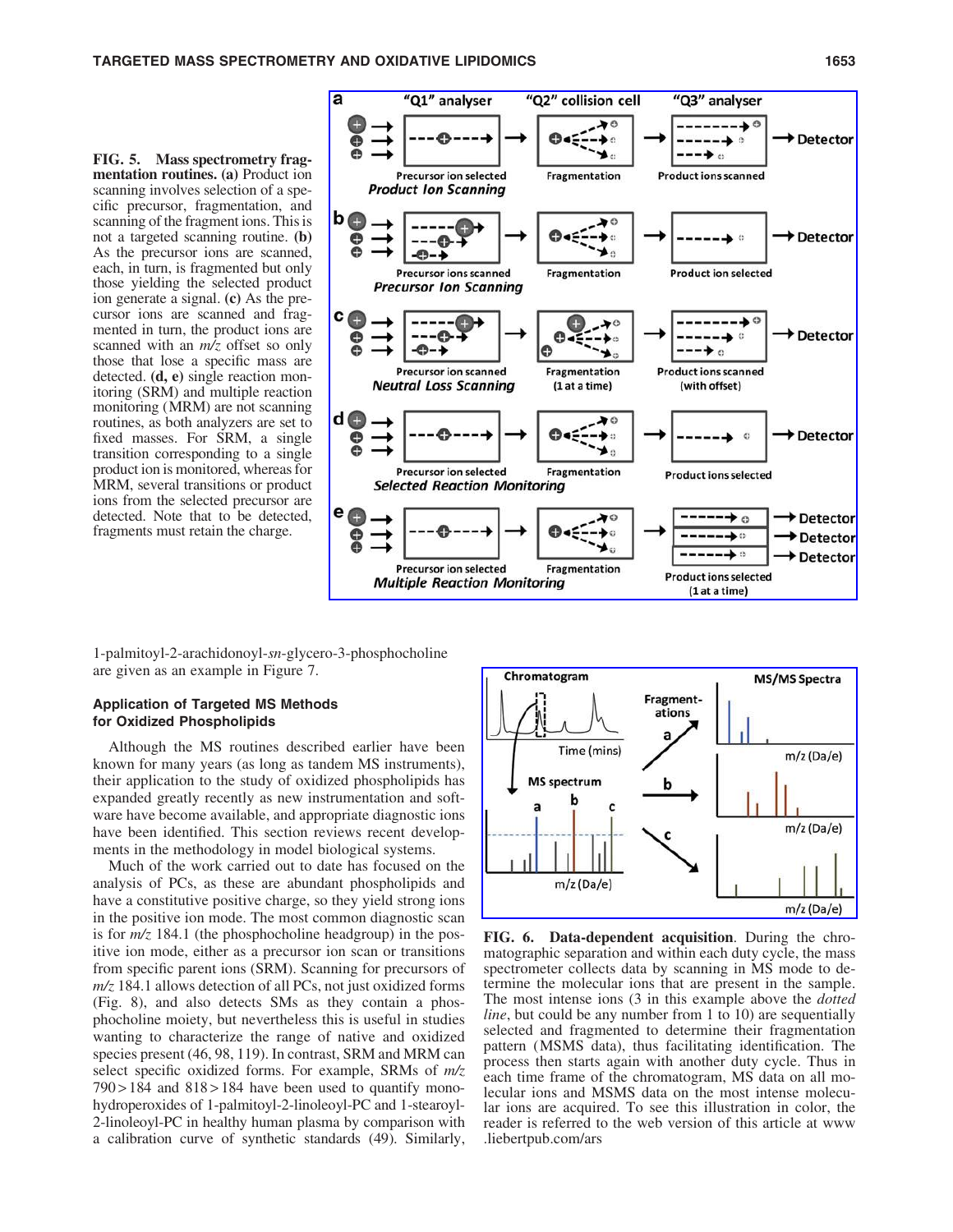**FIG. 5. Mass spectrometry fragmentation routines. (a)** Product ion scanning involves selection of a specific precursor, fragmentation, and scanning of the fragment ions. This is not a targeted scanning routine. **(b)** As the precursor ions are scanned, each, in turn, is fragmented but only those yielding the selected product ion generate a signal. **(c)** As the precursor ions are scanned and fragmented in turn, the product ions are scanned with an *m/z* offset so only those that lose a specific mass are detected. **(d, e)** single reaction monitoring (SRM) and multiple reaction monitoring (MRM) are not scanning routines, as both analyzers are set to fixed masses. For SRM, a single transition corresponding to a single product ion is monitored, whereas for MRM, several transitions or product ions from the selected precursor are detected. Note that to be detected, fragments must retain the charge.

1-palmitoyl-2-arachidonoyl-*sn*-glycero-3-phosphocholine are given as an example in Figure 7.

### Application of Targeted MS Methods for Oxidized Phospholipids

Although the MS routines described earlier have been known for many years (as long as tandem MS instruments), their application to the study of oxidized phospholipids has expanded greatly recently as new instrumentation and software have become available, and appropriate diagnostic ions have been identified. This section reviews recent developments in the methodology in model biological systems.

Much of the work carried out to date has focused on the analysis of PCs, as these are abundant phospholipids and have a constitutive positive charge, so they yield strong ions in the positive ion mode. The most common diagnostic scan is for *m/z* 184.1 (the phosphocholine headgroup) in the positive ion mode, either as a precursor ion scan or transitions from specific parent ions (SRM). Scanning for precursors of *m/z* 184.1 allows detection of all PCs, not just oxidized forms (Fig. 8), and also detects SMs as they contain a phosphocholine moiety, but nevertheless this is useful in studies wanting to characterize the range of native and oxidized species present (46, 98, 119). In contrast, SRM and MRM can select specific oxidized forms. For example, SRMs of *m/z* 790 > 184 and 818 > 184 have been used to quantify monohydroperoxides of 1-palmitoyl-2-linoleoyl-PC and 1-stearoyl-2-linoleoyl-PC in healthy human plasma by comparison with a calibration curve of synthetic standards (49). Similarly,

**FIG. 6. Data-dependent acquisition**. During the chromatographic separation and within each duty cycle, the mass spectrometer collects data by scanning in MS mode to determine the molecular ions that are present in the sample. The most intense ions (3 in this example above the *dotted line*, but could be any number from 1 to 10) are sequentially selected and fragmented to determine their fragmentation pattern (MSMS data), thus facilitating identification. The process then starts again with another duty cycle. Thus in each time frame of the chromatogram, MS data on all molecular ions and MSMS data on the most intense molecular ions are acquired. To see this illustration in color, the reader is referred to the web version of this article at www.liebertpub.com/ars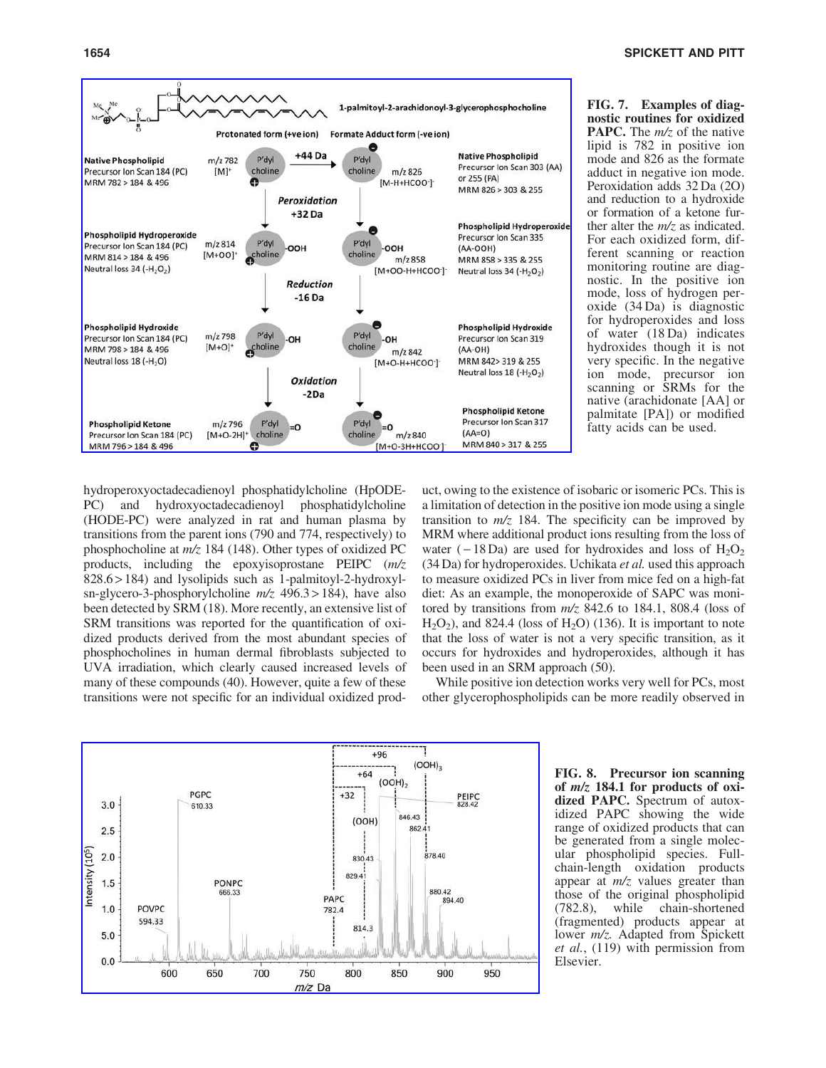FIG. 7. **Examples of diagnostic routines for oxidized PAPC.** The *m/z* of the native lipid is 782 in positive ion mode and 826 as the formate adduct in negative ion mode. Peroxidation adds 32 Da (2O) and reduction to a hydroxide or formation of a ketone further alter the *m/z* as indicated. For each oxidized form, different scanning or reaction monitoring routine are diagnostic. In the positive ion mode, loss of hydrogen peroxide (34 Da) is diagnostic for hydroperoxides and loss of water (18 Da) indicates hydroxides though it is not very specific. In the negative ion mode, precursor ion scanning or SRMs for the native (arachidonate [AA] or palmitate [PA]) or modified fatty acids can be used.

hydroperoxyoctadecadienoyl phosphatidylcholine (HpODE-PC) and hydroxyoctadecadienoyl phosphatidylcholine (HODE-PC) were analyzed in rat and human plasma by transitions from the parent ions (790 and 774, respectively) to phosphocholine at *m/z* 184 (148). Other types of oxidized PC products, including the epoxyisoprostane PEIPC (*m/z* 828.6 > 184) and lysolipids such as 1-palmitoyl-2-hydroxyl-sn-glycero-3-phosphorylcholine *m/z* 496.3 > 184), have also been detected by SRM (18). More recently, an extensive list of SRM transitions was reported for the quantification of oxidized products derived from the most abundant species of phosphocholines in human dermal fibroblasts subjected to UVA irradiation, which clearly caused increased levels of many of these compounds (40). However, quite a few of these transitions were not specific for an individual oxidized product, owing to the existence of isobaric or isomeric PCs. This is a limitation of detection in the positive ion mode using a single transition to *m/z* 184. The specificity can be improved by MRM where additional product ions resulting from the loss of water (−18 Da) are used for hydroxides and loss of $H_2O_2$ (34 Da) for hydroperoxides. Uchikata *et al.* used this approach to measure oxidized PCs in liver from mice fed on a high-fat diet: As an example, the monoperoxide of SAPC was monitored by transitions from *m/z* 842.6 to 184.1, 808.4 (loss of $H_2O_2$), and 824.4 (loss of $H_2O$) (136). It is important to note that the loss of water is not a very specific transition, as it occurs for hydroxides and hydroperoxides, although it has been used in an SRM approach (50).

While positive ion detection works very well for PCs, most other glycerophospholipids can be more readily observed in

FIG. 8. **Precursor ion scanning of *m/z* 184.1 for products of oxidized PAPC.** Spectrum of autoxidized PAPC showing the wide range of oxidized products that can be generated from a single molecular phospholipid species. Full-chain-length oxidation products appear at *m/z* values greater than those of the original phospholipid (782.8), while chain-shortened (fragmented) products appear at lower *m/z*. Adapted from Spickett *et al.*, (119) with permission from Elsevier.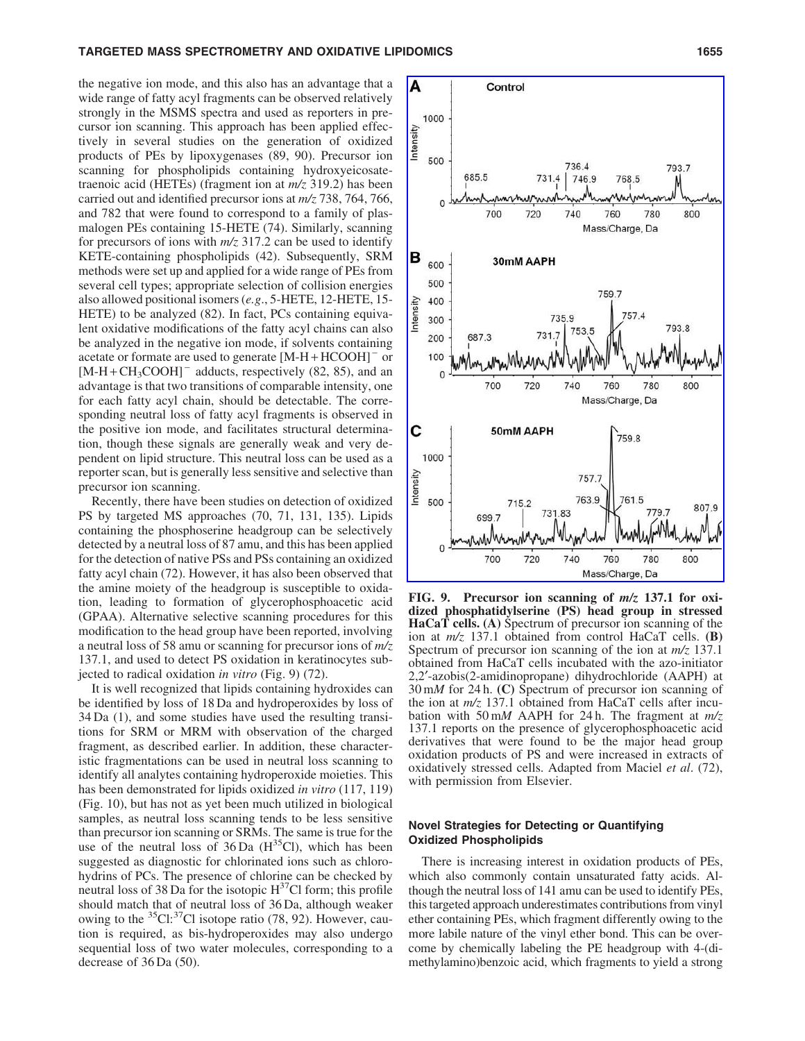the negative ion mode, and this also has an advantage that a wide range of fatty acyl fragments can be observed relatively strongly in the MSMS spectra and used as reporters in precursor ion scanning. This approach has been applied effectively in several studies on the generation of oxidized products of PEs by lipoxygenases (89, 90). Precursor ion scanning for phospholipids containing hydroxyeicosatetraenoic acid (HETEs) (fragment ion at *m/z* 319.2) has been carried out and identified precursor ions at *m/z* 738, 764, 766, and 782 that were found to correspond to a family of plasmalogen PEs containing 15-HETE (74). Similarly, scanning for precursors of ions with *m/z* 317.2 can be used to identify KETE-containing phospholipids (42). Subsequently, SRM methods were set up and applied for a wide range of PEs from several cell types; appropriate selection of collision energies also allowed positional isomers (*e.g.*, 5-HETE, 12-HETE, 15-HETE) to be analyzed (82). In fact, PCs containing equivalent oxidative modifications of the fatty acyl chains can also be analyzed in the negative ion mode, if solvents containing acetate or formate are used to generate $[M\text{-}H+HCOOH]^-$ or $[M\text{-}H+CH_3COOH]^-$ adducts, respectively (82, 85), and an advantage is that two transitions of comparable intensity, one for each fatty acyl chain, should be detectable. The corresponding neutral loss of fatty acyl fragments is observed in the positive ion mode, and facilitates structural determination, though these signals are generally weak and very dependent on lipid structure. This neutral loss can be used as a reporter scan, but is generally less sensitive and selective than precursor ion scanning.

Recently, there have been studies on detection of oxidized PS by targeted MS approaches (70, 71, 131, 135). Lipids containing the phosphoserine headgroup can be selectively detected by a neutral loss of 87 amu, and this has been applied for the detection of native PSs and PSs containing an oxidized fatty acyl chain (72). However, it has also been observed that the amine moiety of the headgroup is susceptible to oxidation, leading to formation of glycerophosphoacetic acid (GPAA). Alternative selective scanning procedures for this modification to the head group have been reported, involving a neutral loss of 58 amu or scanning for precursor ions of *m/z* 137.1, and used to detect PS oxidation in keratinocytes subjected to radical oxidation *in vitro* (Fig. 9) (72).

It is well recognized that lipids containing hydroxides can be identified by loss of 18 Da and hydroperoxides by loss of 34 Da (1), and some studies have used the resulting transitions for SRM or MRM with observation of the charged fragment, as described earlier. In addition, these characteristic fragmentations can be used in neutral loss scanning to identify all analytes containing hydroperoxide moieties. This has been demonstrated for lipids oxidized *in vitro* (117, 119) (Fig. 10), but has not as yet been much utilized in biological samples, as neutral loss scanning tends to be less sensitive than precursor ion scanning or SRMs. The same is true for the use of the neutral loss of 36 Da ($H^{35}Cl$), which has been suggested as diagnostic for chlorinated ions such as chlorohydrins of PCs. The presence of chlorine can be checked by neutral loss of 38 Da for the isotopic $H^{37}Cl$ form; this profile should match that of neutral loss of 36 Da, although weaker owing to the $^{35}Cl$:$^{37}Cl$ isotope ratio (78, 92). However, caution is required, as bis-hydroperoxides may also undergo sequential loss of two water molecules, corresponding to a decrease of 36 Da (50).

**FIG. 9. Precursor ion scanning of *m/z* 137.1 for oxidized phosphatidylserine (PS) head group in stressed HaCaT cells. (A)** Spectrum of precursor ion scanning of the ion at *m/z* 137.1 obtained from control HaCaT cells. **(B)** Spectrum of precursor ion scanning of the ion at *m/z* 137.1 obtained from HaCaT cells incubated with the azo-initiator 2,2′-azobis(2-amidinopropane) dihydrochloride (AAPH) at 30 m*M* for 24 h. **(C)** Spectrum of precursor ion scanning of the ion at *m/z* 137.1 obtained from HaCaT cells after incubation with 50 m*M* AAPH for 24 h. The fragment at *m/z* 137.1 reports on the presence of glycerophosphoacetic acid derivatives that were found to be the major head group oxidation products of PS and were increased in extracts of oxidatively stressed cells. Adapted from Maciel *et al*. (72), with permission from Elsevier.

### Novel Strategies for Detecting or Quantifying Oxidized Phospholipids

There is increasing interest in oxidation products of PEs, which also commonly contain unsaturated fatty acids. Although the neutral loss of 141 amu can be used to identify PEs, this targeted approach underestimates contributions from vinyl ether containing PEs, which fragment differently owing to the more labile nature of the vinyl ether bond. This can be overcome by chemically labeling the PE headgroup with 4-(dimethylamino)benzoic acid, which fragments to yield a strong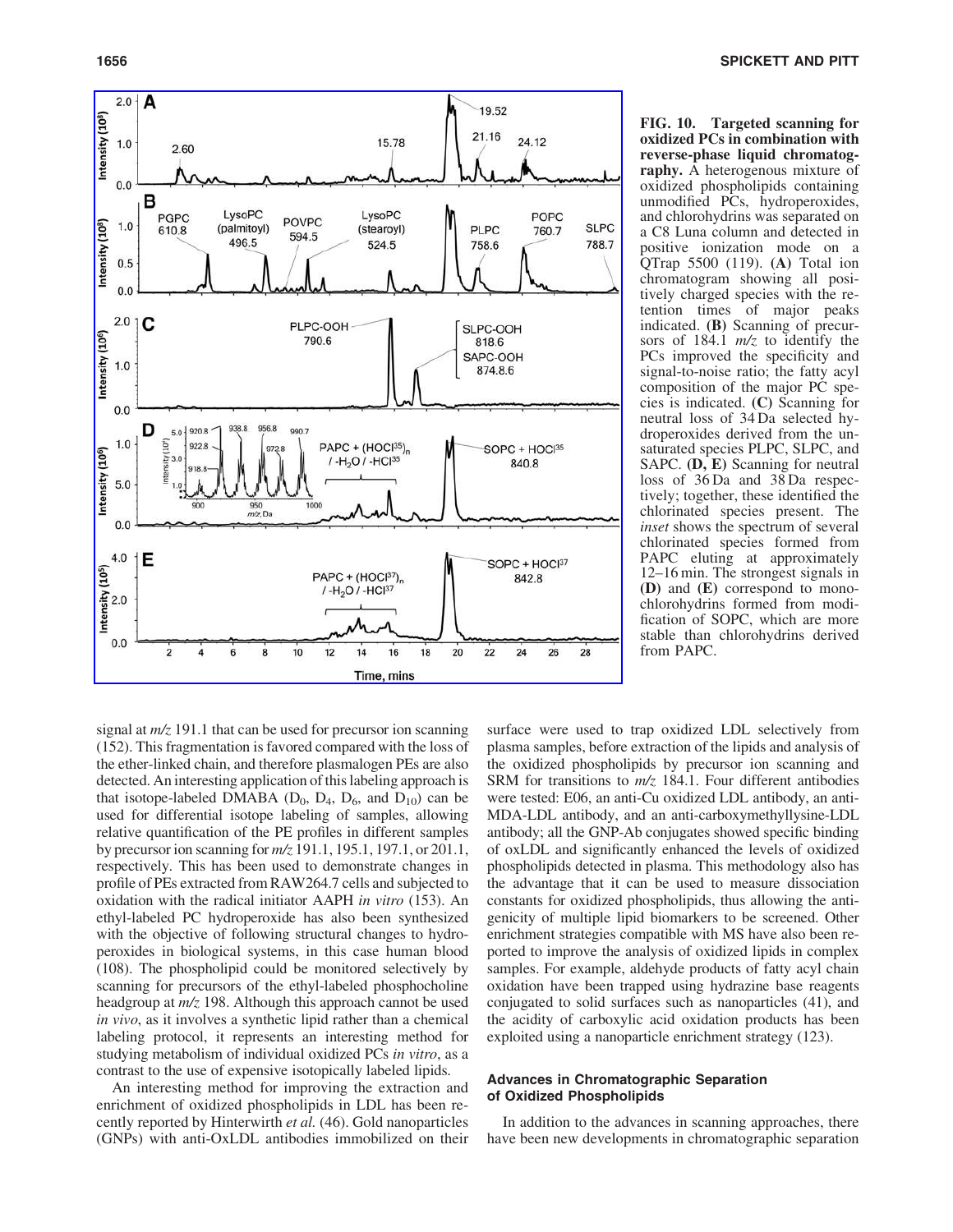FIG. 10. **Targeted scanning for oxidized PCs in combination with reverse-phase liquid chromatography.** A heterogenous mixture of oxidized phospholipids containing unmodified PCs, hydroperoxides, and chlorohydrins was separated on a C8 Luna column and detected in positive ionization mode on a QTrap 5500 (119). **(A)** Total ion chromatogram showing all positively charged species with the retention times of major peaks indicated. **(B)** Scanning of precursors of 184.1 *m/z* to identify the PCs improved the specificity and signal-to-noise ratio; the fatty acyl composition of the major PC species is indicated. **(C)** Scanning for neutral loss of 34 Da selected hydroperoxides derived from the unsaturated species PLPC, SLPC, and SAPC. **(D, E)** Scanning for neutral loss of 36 Da and 38 Da respectively; together, these identified the chlorinated species present. The *inset* shows the spectrum of several chlorinated species formed from PAPC eluting at approximately 12–16 min. The strongest signals in **(D)** and **(E)** correspond to monochlorohydrins formed from modification of SOPC, which are more stable than chlorohydrins derived from PAPC.

signal at *m/z* 191.1 that can be used for precursor ion scanning (152). This fragmentation is favored compared with the loss of the ether-linked chain, and therefore plasmalogen PEs are also detected. An interesting application of this labeling approach is that isotope-labeled DMABA ($D_0$, $D_4$, $D_6$, and $D_{10}$) can be used for differential isotope labeling of samples, allowing relative quantification of the PE profiles in different samples by precursor ion scanning for *m/z* 191.1, 195.1, 197.1, or 201.1, respectively. This has been used to demonstrate changes in profile of PEs extracted from RAW264.7 cells and subjected to oxidation with the radical initiator AAPH *in vitro* (153). An ethyl-labeled PC hydroperoxide has also been synthesized with the objective of following structural changes to hydroperoxides in biological systems, in this case human blood (108). The phospholipid could be monitored selectively by scanning for precursors of the ethyl-labeled phosphocholine headgroup at *m/z* 198. Although this approach cannot be used *in vivo*, as it involves a synthetic lipid rather than a chemical labeling protocol, it represents an interesting method for studying metabolism of individual oxidized PCs *in vitro*, as a contrast to the use of expensive isotopically labeled lipids.

An interesting method for improving the extraction and enrichment of oxidized phospholipids in LDL has been recently reported by Hinterwirth *et al.* (46). Gold nanoparticles (GNPs) with anti-OxLDL antibodies immobilized on their surface were used to trap oxidized LDL selectively from plasma samples, before extraction of the lipids and analysis of the oxidized phospholipids by precursor ion scanning and SRM for transitions to *m/z* 184.1. Four different antibodies were tested: E06, an anti-Cu oxidized LDL antibody, an anti-MDA-LDL antibody, and an anti-carboxymethyllysine-LDL antibody; all the GNP-Ab conjugates showed specific binding of oxLDL and significantly enhanced the levels of oxidized phospholipids detected in plasma. This methodology also has the advantage that it can be used to measure dissociation constants for oxidized phospholipids, thus allowing the antigenicity of multiple lipid biomarkers to be screened. Other enrichment strategies compatible with MS have also been reported to improve the analysis of oxidized lipids in complex samples. For example, aldehyde products of fatty acyl chain oxidation have been trapped using hydrazine base reagents conjugated to solid surfaces such as nanoparticles (41), and the acidity of carboxylic acid oxidation products has been exploited using a nanoparticle enrichment strategy (123).

### Advances in Chromatographic Separation of Oxidized Phospholipids

In addition to the advances in scanning approaches, there have been new developments in chromatographic separation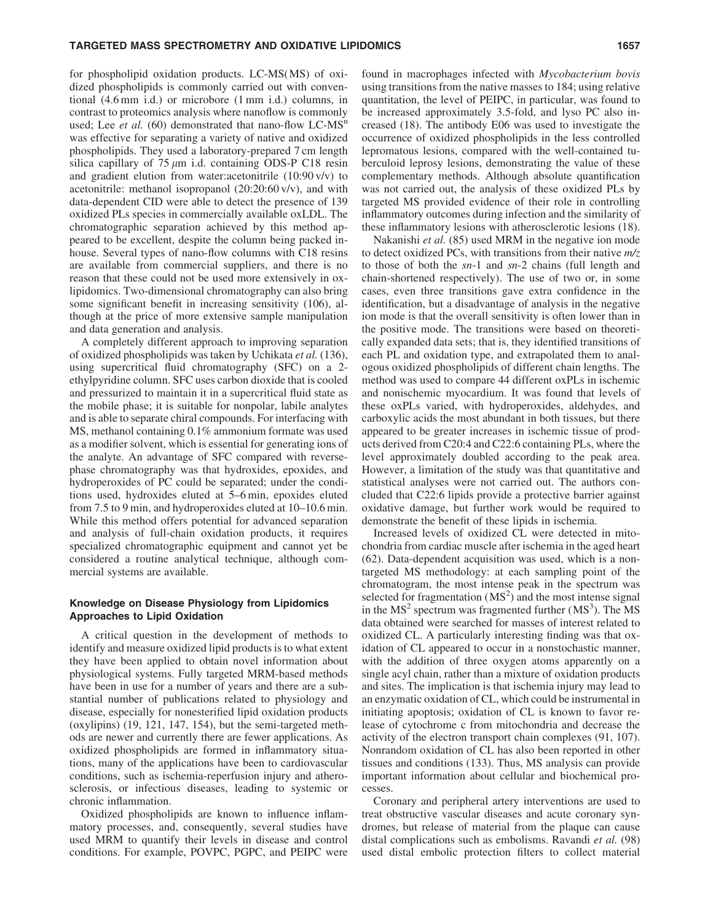for phospholipid oxidation products. LC-MS(MS) of oxidized phospholipids is commonly carried out with conventional (4.6 mm i.d.) or microbore (1 mm i.d.) columns, in contrast to proteomics analysis where nanoflow is commonly used; Lee *et al.* (60) demonstrated that nano-flow LC-MS$^n$ was effective for separating a variety of native and oxidized phospholipids. They used a laboratory-prepared 7 cm length silica capillary of 75 $\mu$m i.d. containing ODS-P C18 resin and gradient elution from water:acetonitrile (10:90 v/v) to acetonitrile: methanol isopropanol (20:20:60 v/v), and with data-dependent CID were able to detect the presence of 139 oxidized PLs species in commercially available oxLDL. The chromatographic separation achieved by this method appeared to be excellent, despite the column being packed in-house. Several types of nano-flow columns with C18 resins are available from commercial suppliers, and there is no reason that these could not be used more extensively in ox-lipidomics. Two-dimensional chromatography can also bring some significant benefit in increasing sensitivity (106), although at the price of more extensive sample manipulation and data generation and analysis.

A completely different approach to improving separation of oxidized phospholipids was taken by Uchikata *et al.* (136), using supercritical fluid chromatography (SFC) on a 2-ethylpyridine column. SFC uses carbon dioxide that is cooled and pressurized to maintain it in a supercritical fluid state as the mobile phase; it is suitable for nonpolar, labile analytes and is able to separate chiral compounds. For interfacing with MS, methanol containing 0.1% ammonium formate was used as a modifier solvent, which is essential for generating ions of the analyte. An advantage of SFC compared with reverse-phase chromatography was that hydroxides, epoxides, and hydroperoxides of PC could be separated; under the conditions used, hydroxides eluted at 5–6 min, epoxides eluted from 7.5 to 9 min, and hydroperoxides eluted at 10–10.6 min. While this method offers potential for advanced separation and analysis of full-chain oxidation products, it requires specialized chromatographic equipment and cannot yet be considered a routine analytical technique, although commercial systems are available.

### Knowledge on Disease Physiology from Lipidomics Approaches to Lipid Oxidation

A critical question in the development of methods to identify and measure oxidized lipid products is to what extent they have been applied to obtain novel information about physiological systems. Fully targeted MRM-based methods have been in use for a number of years and there are a substantial number of publications related to physiology and disease, especially for nonesterified lipid oxidation products (oxylipins) (19, 121, 147, 154), but the semi-targeted methods are newer and currently there are fewer applications. As oxidized phospholipids are formed in inflammatory situations, many of the applications have been to cardiovascular conditions, such as ischemia-reperfusion injury and atherosclerosis, or infectious diseases, leading to systemic or chronic inflammation.

Oxidized phospholipids are known to influence inflammatory processes, and, consequently, several studies have used MRM to quantify their levels in disease and control conditions. For example, POVPC, PGPC, and PEIPC were found in macrophages infected with *Mycobacterium bovis* using transitions from the native masses to 184; using relative quantitation, the level of PEIPC, in particular, was found to be increased approximately 3.5-fold, and lyso PC also increased (18). The antibody E06 was used to investigate the occurrence of oxidized phospholipids in the less controlled lepromatous lesions, compared with the well-contained tuberculoid leprosy lesions, demonstrating the value of these complementary methods. Although absolute quantification was not carried out, the analysis of these oxidized PLs by targeted MS provided evidence of their role in controlling inflammatory outcomes during infection and the similarity of these inflammatory lesions with atherosclerotic lesions (18).

Nakanishi *et al.* (85) used MRM in the negative ion mode to detect oxidized PCs, with transitions from their native *m/z* to those of both the *sn*-1 and *sn*-2 chains (full length and chain-shortened respectively). The use of two or, in some cases, even three transitions gave extra confidence in the identification, but a disadvantage of analysis in the negative ion mode is that the overall sensitivity is often lower than in the positive mode. The transitions were based on theoretically expanded data sets; that is, they identified transitions of each PL and oxidation type, and extrapolated them to analogous oxidized phospholipids of different chain lengths. The method was used to compare 44 different oxPLs in ischemic and nonischemic myocardium. It was found that levels of these oxPLs varied, with hydroperoxides, aldehydes, and carboxylic acids the most abundant in both tissues, but there appeared to be greater increases in ischemic tissue of products derived from C20:4 and C22:6 containing PLs, where the level approximately doubled according to the peak area. However, a limitation of the study was that quantitative and statistical analyses were not carried out. The authors concluded that C22:6 lipids provide a protective barrier against oxidative damage, but further work would be required to demonstrate the benefit of these lipids in ischemia.

Increased levels of oxidized CL were detected in mitochondria from cardiac muscle after ischemia in the aged heart (62). Data-dependent acquisition was used, which is a non-targeted MS methodology: at each sampling point of the chromatogram, the most intense peak in the spectrum was selected for fragmentation (MS$^2$) and the most intense signal in the MS$^2$ spectrum was fragmented further (MS$^3$). The MS data obtained were searched for masses of interest related to oxidized CL. A particularly interesting finding was that oxidation of CL appeared to occur in a nonstochastic manner, with the addition of three oxygen atoms apparently on a single acyl chain, rather than a mixture of oxidation products and sites. The implication is that ischemia injury may lead to an enzymatic oxidation of CL, which could be instrumental in initiating apoptosis; oxidation of CL is known to favor release of cytochrome c from mitochondria and decrease the activity of the electron transport chain complexes (91, 107). Nonrandom oxidation of CL has also been reported in other tissues and conditions (133). Thus, MS analysis can provide important information about cellular and biochemical processes.

Coronary and peripheral artery interventions are used to treat obstructive vascular diseases and acute coronary syndromes, but release of material from the plaque can cause distal complications such as embolisms. Ravandi *et al.* (98) used distal embolic protection filters to collect material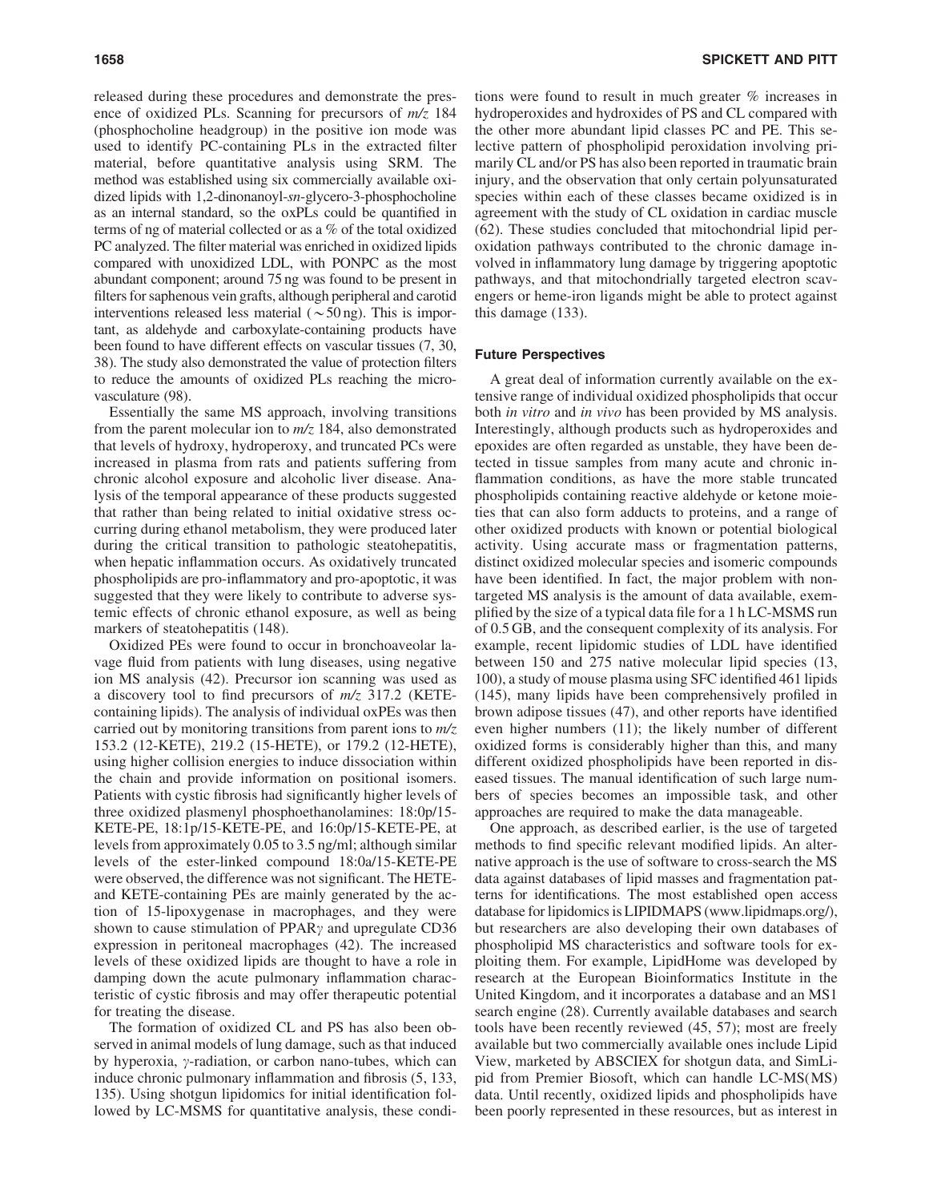released during these procedures and demonstrate the presence of oxidized PLs. Scanning for precursors of *m/z* 184 (phosphocholine headgroup) in the positive ion mode was used to identify PC-containing PLs in the extracted filter material, before quantitative analysis using SRM. The method was established using six commercially available oxidized lipids with 1,2-dinonanoyl-*sn*-glycero-3-phosphocholine as an internal standard, so the oxPLs could be quantified in terms of ng of material collected or as a % of the total oxidized PC analyzed. The filter material was enriched in oxidized lipids compared with unoxidized LDL, with PONPC as the most abundant component; around 75 ng was found to be present in filters for saphenous vein grafts, although peripheral and carotid interventions released less material ($\sim$50 ng). This is important, as aldehyde and carboxylate-containing products have been found to have different effects on vascular tissues (7, 30, 38). The study also demonstrated the value of protection filters to reduce the amounts of oxidized PLs reaching the microvasculature (98).

Essentially the same MS approach, involving transitions from the parent molecular ion to *m/z* 184, also demonstrated that levels of hydroxy, hydroperoxy, and truncated PCs were increased in plasma from rats and patients suffering from chronic alcohol exposure and alcoholic liver disease. Analysis of the temporal appearance of these products suggested that rather than being related to initial oxidative stress occurring during ethanol metabolism, they were produced later during the critical transition to pathologic steatohepatitis, when hepatic inflammation occurs. As oxidatively truncated phospholipids are pro-inflammatory and pro-apoptotic, it was suggested that they were likely to contribute to adverse systemic effects of chronic ethanol exposure, as well as being markers of steatohepatitis (148).

Oxidized PEs were found to occur in bronchoaveolar lavage fluid from patients with lung diseases, using negative ion MS analysis (42). Precursor ion scanning was used as a discovery tool to find precursors of *m/z* 317.2 (KETE-containing lipids). The analysis of individual oxPEs was then carried out by monitoring transitions from parent ions to *m/z* 153.2 (12-KETE), 219.2 (15-HETE), or 179.2 (12-HETE), using higher collision energies to induce dissociation within the chain and provide information on positional isomers. Patients with cystic fibrosis had significantly higher levels of three oxidized plasmenyl phosphoethanolamines: 18:0p/15-KETE-PE, 18:1p/15-KETE-PE, and 16:0p/15-KETE-PE, at levels from approximately 0.05 to 3.5 ng/ml; although similar levels of the ester-linked compound 18:0a/15-KETE-PE were observed, the difference was not significant. The HETE- and KETE-containing PEs are mainly generated by the action of 15-lipoxygenase in macrophages, and they were shown to cause stimulation of PPAR$\gamma$ and upregulate CD36 expression in peritoneal macrophages (42). The increased levels of these oxidized lipids are thought to have a role in damping down the acute pulmonary inflammation characteristic of cystic fibrosis and may offer therapeutic potential for treating the disease.

The formation of oxidized CL and PS has also been observed in animal models of lung damage, such as that induced by hyperoxia, $\gamma$-radiation, or carbon nano-tubes, which can induce chronic pulmonary inflammation and fibrosis (5, 133, 135). Using shotgun lipidomics for initial identification followed by LC-MSMS for quantitative analysis, these conditions were found to result in much greater % increases in hydroperoxides and hydroxides of PS and CL compared with the other more abundant lipid classes PC and PE. This selective pattern of phospholipid peroxidation involving primarily CL and/or PS has also been reported in traumatic brain injury, and the observation that only certain polyunsaturated species within each of these classes became oxidized is in agreement with the study of CL oxidation in cardiac muscle (62). These studies concluded that mitochondrial lipid peroxidation pathways contributed to the chronic damage involved in inflammatory lung damage by triggering apoptotic pathways, and that mitochondrially targeted electron scavengers or heme-iron ligands might be able to protect against this damage (133).

### Future Perspectives

A great deal of information currently available on the extensive range of individual oxidized phospholipids that occur both *in vitro* and *in vivo* has been provided by MS analysis. Interestingly, although products such as hydroperoxides and epoxides are often regarded as unstable, they have been detected in tissue samples from many acute and chronic inflammation conditions, as have the more stable truncated phospholipids containing reactive aldehyde or ketone moieties that can also form adducts to proteins, and a range of other oxidized products with known or potential biological activity. Using accurate mass or fragmentation patterns, distinct oxidized molecular species and isomeric compounds have been identified. In fact, the major problem with non-targeted MS analysis is the amount of data available, exemplified by the size of a typical data file for a 1 h LC-MSMS run of 0.5 GB, and the consequent complexity of its analysis. For example, recent lipidomic studies of LDL have identified between 150 and 275 native molecular lipid species (13, 100), a study of mouse plasma using SFC identified 461 lipids (145), many lipids have been comprehensively profiled in brown adipose tissues (47), and other reports have identified even higher numbers (11); the likely number of different oxidized forms is considerably higher than this, and many different oxidized phospholipids have been reported in diseased tissues. The manual identification of such large numbers of species becomes an impossible task, and other approaches are required to make the data manageable.

One approach, as described earlier, is the use of targeted methods to find specific relevant modified lipids. An alternative approach is the use of software to cross-search the MS data against databases of lipid masses and fragmentation patterns for identifications. The most established open access database for lipidomics is LIPIDMAPS (www.lipidmaps.org/), but researchers are also developing their own databases of phospholipid MS characteristics and software tools for exploiting them. For example, LipidHome was developed by research at the European Bioinformatics Institute in the United Kingdom, and it incorporates a database and an MS1 search engine (28). Currently available databases and search tools have been recently reviewed (45, 57); most are freely available but two commercially available ones include Lipid View, marketed by ABSCIEX for shotgun data, and SimLipid from Premier Biosoft, which can handle LC-MS(MS) data. Until recently, oxidized lipids and phospholipids have been poorly represented in these resources, but as interest in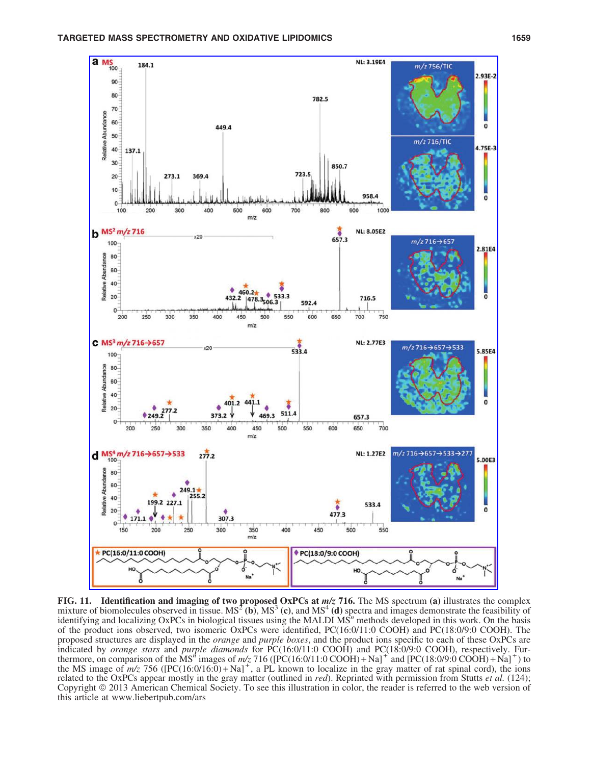**FIG. 11. Identification and imaging of two proposed OxPCs at *m/z* 716.** The MS spectrum **(a)** illustrates the complex mixture of biomolecules observed in tissue. $MS^2$ **(b)**, $MS^3$ **(c)**, and $MS^4$ **(d)** spectra and images demonstrate the feasibility of identifying and localizing OxPCs in biological tissues using the MALDI $MS^n$ methods developed in this work. On the basis of the product ions observed, two isomeric OxPCs were identified, PC(16:0/11:0 COOH) and PC(18:0/9:0 COOH). The proposed structures are displayed in the *orange* and *purple boxes*, and the product ions specific to each of these OxPCs are indicated by *orange stars* and *purple diamonds* for PC(16:0/11:0 COOH) and PC(18:0/9:0 COOH), respectively. Furthermore, on comparison of the $MS^n$ images of *m/z* 716 ($[PC(16{:}0/11{:}0\ COOH)+Na]^+$ and $[PC(18{:}0/9{:}0\ COOH)+Na]^+$) to the MS image of *m/z* 756 ($[PC(16{:}0/16{:}0)+Na]^+$, a PL known to localize in the gray matter of rat spinal cord), the ions related to the OxPCs appear mostly in the gray matter (outlined in *red*). Reprinted with permission from Stutts *et al.* (124); Copyright © 2013 American Chemical Society. To see this illustration in color, the reader is referred to the web version of this article at www.liebertpub.com/ars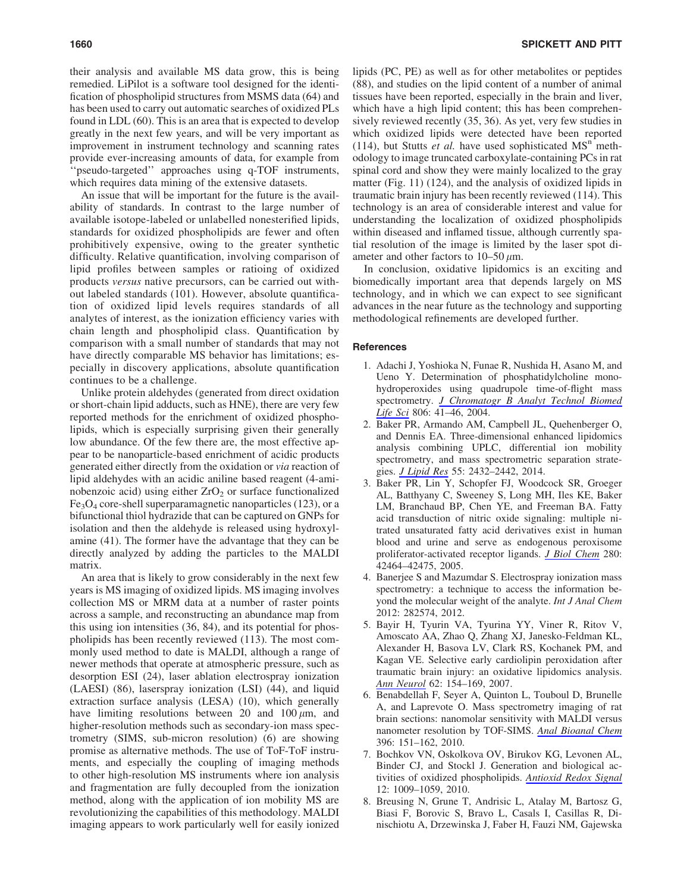their analysis and available MS data grow, this is being remedied. LiPilot is a software tool designed for the identification of phospholipid structures from MSMS data (64) and has been used to carry out automatic searches of oxidized PLs found in LDL (60). This is an area that is expected to develop greatly in the next few years, and will be very important as improvement in instrument technology and scanning rates provide ever-increasing amounts of data, for example from ''pseudo-targeted'' approaches using q-TOF instruments, which requires data mining of the extensive datasets.

An issue that will be important for the future is the availability of standards. In contrast to the large number of available isotope-labeled or unlabelled nonesterified lipids, standards for oxidized phospholipids are fewer and often prohibitively expensive, owing to the greater synthetic difficulty. Relative quantification, involving comparison of lipid profiles between samples or ratioing of oxidized products *versus* native precursors, can be carried out without labeled standards (101). However, absolute quantification of oxidized lipid levels requires standards of all analytes of interest, as the ionization efficiency varies with chain length and phospholipid class. Quantification by comparison with a small number of standards that may not have directly comparable MS behavior has limitations; especially in discovery applications, absolute quantification continues to be a challenge.

Unlike protein aldehydes (generated from direct oxidation or short-chain lipid adducts, such as HNE), there are very few reported methods for the enrichment of oxidized phospholipids, which is especially surprising given their generally low abundance. Of the few there are, the most effective appear to be nanoparticle-based enrichment of acidic products generated either directly from the oxidation or *via* reaction of lipid aldehydes with an acidic aniline based reagent (4-aminobenzoic acid) using either $ZrO_2$ or surface functionalized $Fe_3O_4$ core-shell superparamagnetic nanoparticles (123), or a bifunctional thiol hydrazide that can be captured on GNPs for isolation and then the aldehyde is released using hydroxylamine (41). The former have the advantage that they can be directly analyzed by adding the particles to the MALDI matrix.

An area that is likely to grow considerably in the next few years is MS imaging of oxidized lipids. MS imaging involves collection MS or MRM data at a number of raster points across a sample, and reconstructing an abundance map from this using ion intensities (36, 84), and its potential for phospholipids has been recently reviewed (113). The most commonly used method to date is MALDI, although a range of newer methods that operate at atmospheric pressure, such as desorption ESI (24), laser ablation electrospray ionization (LAESI) (86), laserspray ionization (LSI) (44), and liquid extraction surface analysis (LESA) (10), which generally have limiting resolutions between 20 and 100 $\mu$m, and higher-resolution methods such as secondary-ion mass spectrometry (SIMS, sub-micron resolution) (6) are showing promise as alternative methods. The use of ToF-ToF instruments, and especially the coupling of imaging methods to other high-resolution MS instruments where ion analysis and fragmentation are fully decoupled from the ionization method, along with the application of ion mobility MS are revolutionizing the capabilities of this methodology. MALDI imaging appears to work particularly well for easily ionized lipids (PC, PE) as well as for other metabolites or peptides (88), and studies on the lipid content of a number of animal tissues have been reported, especially in the brain and liver, which have a high lipid content; this has been comprehensively reviewed recently (35, 36). As yet, very few studies in which oxidized lipids were detected have been reported (114), but Stutts *et al.* have used sophisticated $MS^n$ methodology to image truncated carboxylate-containing PCs in rat spinal cord and show they were mainly localized to the gray matter (Fig. 11) (124), and the analysis of oxidized lipids in traumatic brain injury has been recently reviewed (114). This technology is an area of considerable interest and value for understanding the localization of oxidized phospholipids within diseased and inflamed tissue, although currently spatial resolution of the image is limited by the laser spot diameter and other factors to 10–50 $\mu$m.

In conclusion, oxidative lipidomics is an exciting and biomedically important area that depends largely on MS technology, and in which we can expect to see significant advances in the near future as the technology and supporting methodological refinements are developed further.

## References

1. Adachi J, Yoshioka N, Funae R, Nushida H, Asano M, and Ueno Y. Determination of phosphatidylcholine monohydroperoxides using quadrupole time-of-flight mass spectrometry. *J Chromatogr B Analyt Technol Biomed Life Sci* 806: 41–46, 2004.
2. Baker PR, Armando AM, Campbell JL, Quehenberger O, and Dennis EA. Three-dimensional enhanced lipidomics analysis combining UPLC, differential ion mobility spectrometry, and mass spectrometric separation strategies. *J Lipid Res* 55: 2432–2442, 2014.
3. Baker PR, Lin Y, Schopfer FJ, Woodcock SR, Groeger AL, Batthyany C, Sweeney S, Long MH, Iles KE, Baker LM, Branchaud BP, Chen YE, and Freeman BA. Fatty acid transduction of nitric oxide signaling: multiple nitrated unsaturated fatty acid derivatives exist in human blood and urine and serve as endogenous peroxisome proliferator-activated receptor ligands. *J Biol Chem* 280: 42464–42475, 2005.
4. Banerjee S and Mazumdar S. Electrospray ionization mass spectrometry: a technique to access the information beyond the molecular weight of the analyte. *Int J Anal Chem* 2012: 282574, 2012.
5. Bayir H, Tyurin VA, Tyurina YY, Viner R, Ritov V, Amoscato AA, Zhao Q, Zhang XJ, Janesko-Feldman KL, Alexander H, Basova LV, Clark RS, Kochanek PM, and Kagan VE. Selective early cardiolipin peroxidation after traumatic brain injury: an oxidative lipidomics analysis. *Ann Neurol* 62: 154–169, 2007.
6. Benabdellah F, Seyer A, Quinton L, Touboul D, Brunelle A, and Laprevote O. Mass spectrometry imaging of rat brain sections: nanomolar sensitivity with MALDI versus nanometer resolution by TOF-SIMS. *Anal Bioanal Chem* 396: 151–162, 2010.
7. Bochkov VN, Oskolkova OV, Birukov KG, Levonen AL, Binder CJ, and Stockl J. Generation and biological activities of oxidized phospholipids. *Antioxid Redox Signal* 12: 1009–1059, 2010.
8. Breusing N, Grune T, Andrisic L, Atalay M, Bartosz G, Biasi F, Borovic S, Bravo L, Casals I, Casillas R, Dinischiotu A, Drzewinska J, Faber H, Fauzi NM, Gajewska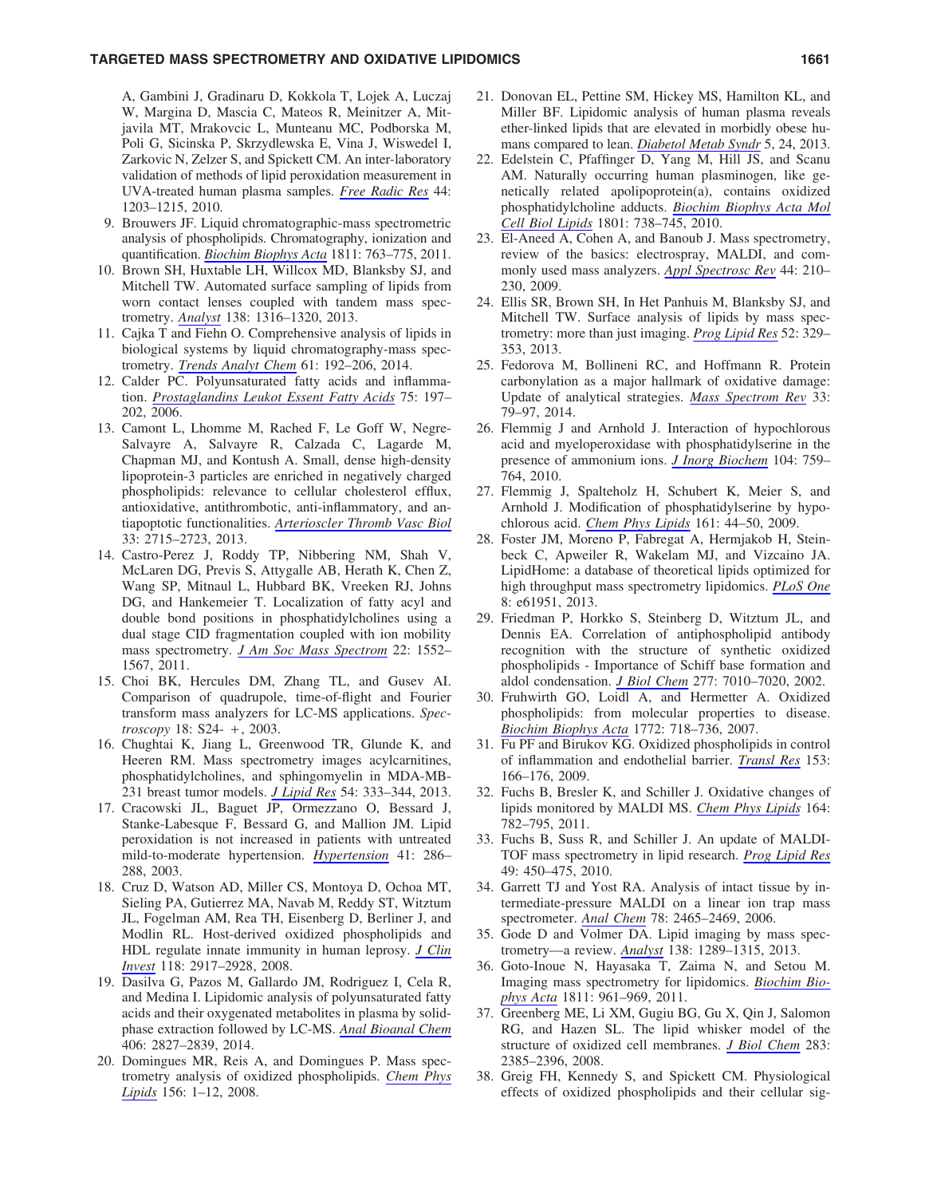A, Gambini J, Gradinaru D, Kokkola T, Lojek A, Luczaj W, Margina D, Mascia C, Mateos R, Meinitzer A, Mitjavila MT, Mrakovcic L, Munteanu MC, Podborska M, Poli G, Sicinska P, Skrzydlewska E, Vina J, Wiswedel I, Zarkovic N, Zelzer S, and Spickett CM. An inter-laboratory validation of methods of lipid peroxidation measurement in UVA-treated human plasma samples. *Free Radic Res* 44: 1203–1215, 2010.

9. Brouwers JF. Liquid chromatographic-mass spectrometric analysis of phospholipids. Chromatography, ionization and quantification. *Biochim Biophys Acta* 1811: 763–775, 2011.
10. Brown SH, Huxtable LH, Willcox MD, Blanksby SJ, and Mitchell TW. Automated surface sampling of lipids from worn contact lenses coupled with tandem mass spectrometry. *Analyst* 138: 1316–1320, 2013.
11. Cajka T and Fiehn O. Comprehensive analysis of lipids in biological systems by liquid chromatography-mass spectrometry. *Trends Analyt Chem* 61: 192–206, 2014.
12. Calder PC. Polyunsaturated fatty acids and inflammation. *Prostaglandins Leukot Essent Fatty Acids* 75: 197–202, 2006.
13. Camont L, Lhomme M, Rached F, Le Goff W, Negre-Salvayre A, Salvayre R, Calzada C, Lagarde M, Chapman MJ, and Kontush A. Small, dense high-density lipoprotein-3 particles are enriched in negatively charged phospholipids: relevance to cellular cholesterol efflux, antioxidative, antithrombotic, anti-inflammatory, and antiapoptotic functionalities. *Arterioscler Thromb Vasc Biol* 33: 2715–2723, 2013.
14. Castro-Perez J, Roddy TP, Nibbering NM, Shah V, McLaren DG, Previs S, Attygalle AB, Herath K, Chen Z, Wang SP, Mitnaul L, Hubbard BK, Vreeken RJ, Johns DG, and Hankemeier T. Localization of fatty acyl and double bond positions in phosphatidylcholines using a dual stage CID fragmentation coupled with ion mobility mass spectrometry. *J Am Soc Mass Spectrom* 22: 1552–1567, 2011.
15. Choi BK, Hercules DM, Zhang TL, and Gusev AI. Comparison of quadrupole, time-of-flight and Fourier transform mass analyzers for LC-MS applications. *Spectroscopy* 18: S24- +, 2003.
16. Chughtai K, Jiang L, Greenwood TR, Glunde K, and Heeren RM. Mass spectrometry images acylcarnitines, phosphatidylcholines, and sphingomyelin in MDA-MB-231 breast tumor models. *J Lipid Res* 54: 333–344, 2013.
17. Cracowski JL, Baguet JP, Ormezzano O, Bessard J, Stanke-Labesque F, Bessard G, and Mallion JM. Lipid peroxidation is not increased in patients with untreated mild-to-moderate hypertension. *Hypertension* 41: 286–288, 2003.
18. Cruz D, Watson AD, Miller CS, Montoya D, Ochoa MT, Sieling PA, Gutierrez MA, Navab M, Reddy ST, Witztum JL, Fogelman AM, Rea TH, Eisenberg D, Berliner J, and Modlin RL. Host-derived oxidized phospholipids and HDL regulate innate immunity in human leprosy. *J Clin Invest* 118: 2917–2928, 2008.
19. Dasilva G, Pazos M, Gallardo JM, Rodriguez I, Cela R, and Medina I. Lipidomic analysis of polyunsaturated fatty acids and their oxygenated metabolites in plasma by solid-phase extraction followed by LC-MS. *Anal Bioanal Chem* 406: 2827–2839, 2014.
20. Domingues MR, Reis A, and Domingues P. Mass spectrometry analysis of oxidized phospholipids. *Chem Phys Lipids* 156: 1–12, 2008.
21. Donovan EL, Pettine SM, Hickey MS, Hamilton KL, and Miller BF. Lipidomic analysis of human plasma reveals ether-linked lipids that are elevated in morbidly obese humans compared to lean. *Diabetol Metab Syndr* 5, 24, 2013.
22. Edelstein C, Pfaffinger D, Yang M, Hill JS, and Scanu AM. Naturally occurring human plasminogen, like genetically related apolipoprotein(a), contains oxidized phosphatidylcholine adducts. *Biochim Biophys Acta Mol Cell Biol Lipids* 1801: 738–745, 2010.
23. El-Aneed A, Cohen A, and Banoub J. Mass spectrometry, review of the basics: electrospray, MALDI, and commonly used mass analyzers. *Appl Spectrosc Rev* 44: 210–230, 2009.
24. Ellis SR, Brown SH, In Het Panhuis M, Blanksby SJ, and Mitchell TW. Surface analysis of lipids by mass spectrometry: more than just imaging. *Prog Lipid Res* 52: 329–353, 2013.
25. Fedorova M, Bollineni RC, and Hoffmann R. Protein carbonylation as a major hallmark of oxidative damage: Update of analytical strategies. *Mass Spectrom Rev* 33: 79–97, 2014.
26. Flemmig J and Arnhold J. Interaction of hypochlorous acid and myeloperoxidase with phosphatidylserine in the presence of ammonium ions. *J Inorg Biochem* 104: 759–764, 2010.
27. Flemmig J, Spalteholz H, Schubert K, Meier S, and Arnhold J. Modification of phosphatidylserine by hypochlorous acid. *Chem Phys Lipids* 161: 44–50, 2009.
28. Foster JM, Moreno P, Fabregat A, Hermjakob H, Steinbeck C, Apweiler R, Wakelam MJ, and Vizcaino JA. LipidHome: a database of theoretical lipids optimized for high throughput mass spectrometry lipidomics. *PLoS One* 8: e61951, 2013.
29. Friedman P, Horkko S, Steinberg D, Witztum JL, and Dennis EA. Correlation of antiphospholipid antibody recognition with the structure of synthetic oxidized phospholipids - Importance of Schiff base formation and aldol condensation. *J Biol Chem* 277: 7010–7020, 2002.
30. Fruhwirth GO, Loidl A, and Hermetter A. Oxidized phospholipids: from molecular properties to disease. *Biochim Biophys Acta* 1772: 718–736, 2007.
31. Fu PF and Birukov KG. Oxidized phospholipids in control of inflammation and endothelial barrier. *Transl Res* 153: 166–176, 2009.
32. Fuchs B, Bresler K, and Schiller J. Oxidative changes of lipids monitored by MALDI MS. *Chem Phys Lipids* 164: 782–795, 2011.
33. Fuchs B, Suss R, and Schiller J. An update of MALDI-TOF mass spectrometry in lipid research. *Prog Lipid Res* 49: 450–475, 2010.
34. Garrett TJ and Yost RA. Analysis of intact tissue by intermediate-pressure MALDI on a linear ion trap mass spectrometer. *Anal Chem* 78: 2465–2469, 2006.
35. Gode D and Volmer DA. Lipid imaging by mass spectrometry—a review. *Analyst* 138: 1289–1315, 2013.
36. Goto-Inoue N, Hayasaka T, Zaima N, and Setou M. Imaging mass spectrometry for lipidomics. *Biochim Biophys Acta* 1811: 961–969, 2011.
37. Greenberg ME, Li XM, Gugiu BG, Gu X, Qin J, Salomon RG, and Hazen SL. The lipid whisker model of the structure of oxidized cell membranes. *J Biol Chem* 283: 2385–2396, 2008.
38. Greig FH, Kennedy S, and Spickett CM. Physiological effects of oxidized phospholipids and their cellular sig-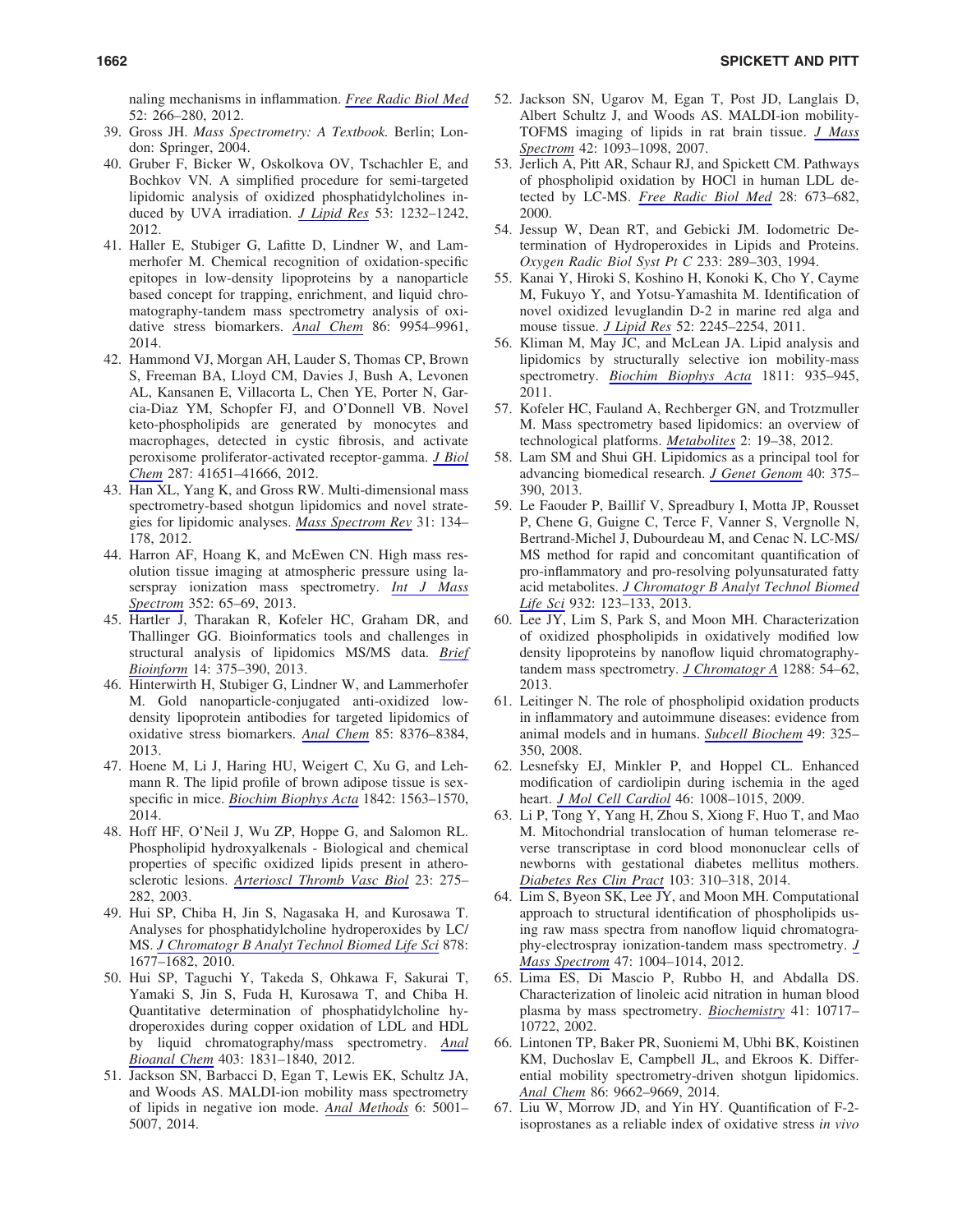naling mechanisms in inflammation. *Free Radic Biol Med* 52: 266–280, 2012.

39. Gross JH. *Mass Spectrometry: A Textbook.* Berlin; London: Springer, 2004.
40. Gruber F, Bicker W, Oskolkova OV, Tschachler E, and Bochkov VN. A simplified procedure for semi-targeted lipidomic analysis of oxidized phosphatidylcholines induced by UVA irradiation. *J Lipid Res* 53: 1232–1242, 2012.
41. Haller E, Stubiger G, Lafitte D, Lindner W, and Lammerhofer M. Chemical recognition of oxidation-specific epitopes in low-density lipoproteins by a nanoparticle based concept for trapping, enrichment, and liquid chromatography-tandem mass spectrometry analysis of oxidative stress biomarkers. *Anal Chem* 86: 9954–9961, 2014.
42. Hammond VJ, Morgan AH, Lauder S, Thomas CP, Brown S, Freeman BA, Lloyd CM, Davies J, Bush A, Levonen AL, Kansanen E, Villacorta L, Chen YE, Porter N, Garcia-Diaz YM, Schopfer FJ, and O'Donnell VB. Novel keto-phospholipids are generated by monocytes and macrophages, detected in cystic fibrosis, and activate peroxisome proliferator-activated receptor-gamma. *J Biol Chem* 287: 41651–41666, 2012.
43. Han XL, Yang K, and Gross RW. Multi-dimensional mass spectrometry-based shotgun lipidomics and novel strategies for lipidomic analyses. *Mass Spectrom Rev* 31: 134–178, 2012.
44. Harron AF, Hoang K, and McEwen CN. High mass resolution tissue imaging at atmospheric pressure using laserspray ionization mass spectrometry. *Int J Mass Spectrom* 352: 65–69, 2013.
45. Hartler J, Tharakan R, Kofeler HC, Graham DR, and Thallinger GG. Bioinformatics tools and challenges in structural analysis of lipidomics MS/MS data. *Brief Bioinform* 14: 375–390, 2013.
46. Hinterwirth H, Stubiger G, Lindner W, and Lammerhofer M. Gold nanoparticle-conjugated anti-oxidized low-density lipoprotein antibodies for targeted lipidomics of oxidative stress biomarkers. *Anal Chem* 85: 8376–8384, 2013.
47. Hoene M, Li J, Haring HU, Weigert C, Xu G, and Lehmann R. The lipid profile of brown adipose tissue is sex-specific in mice. *Biochim Biophys Acta* 1842: 1563–1570, 2014.
48. Hoff HF, O'Neil J, Wu ZP, Hoppe G, and Salomon RL. Phospholipid hydroxyalkenals - Biological and chemical properties of specific oxidized lipids present in atherosclerotic lesions. *Arterioscl Thromb Vasc Biol* 23: 275–282, 2003.
49. Hui SP, Chiba H, Jin S, Nagasaka H, and Kurosawa T. Analyses for phosphatidylcholine hydroperoxides by LC/MS. *J Chromatogr B Analyt Technol Biomed Life Sci* 878: 1677–1682, 2010.
50. Hui SP, Taguchi Y, Takeda S, Ohkawa F, Sakurai T, Yamaki S, Jin S, Fuda H, Kurosawa T, and Chiba H. Quantitative determination of phosphatidylcholine hydroperoxides during copper oxidation of LDL and HDL by liquid chromatography/mass spectrometry. *Anal Bioanal Chem* 403: 1831–1840, 2012.
51. Jackson SN, Barbacci D, Egan T, Lewis EK, Schultz JA, and Woods AS. MALDI-ion mobility mass spectrometry of lipids in negative ion mode. *Anal Methods* 6: 5001–5007, 2014.
52. Jackson SN, Ugarov M, Egan T, Post JD, Langlais D, Albert Schultz J, and Woods AS. MALDI-ion mobility-TOFMS imaging of lipids in rat brain tissue. *J Mass Spectrom* 42: 1093–1098, 2007.
53. Jerlich A, Pitt AR, Schaur RJ, and Spickett CM. Pathways of phospholipid oxidation by HOCl in human LDL detected by LC-MS. *Free Radic Biol Med* 28: 673–682, 2000.
54. Jessup W, Dean RT, and Gebicki JM. Iodometric Determination of Hydroperoxides in Lipids and Proteins. *Oxygen Radic Biol Syst Pt C* 233: 289–303, 1994.
55. Kanai Y, Hiroki S, Koshino H, Konoki K, Cho Y, Cayme M, Fukuyo Y, and Yotsu-Yamashita M. Identification of novel oxidized levuglandin D-2 in marine red alga and mouse tissue. *J Lipid Res* 52: 2245–2254, 2011.
56. Kliman M, May JC, and McLean JA. Lipid analysis and lipidomics by structurally selective ion mobility-mass spectrometry. *Biochim Biophys Acta* 1811: 935–945, 2011.
57. Kofeler HC, Fauland A, Rechberger GN, and Trotzmuller M. Mass spectrometry based lipidomics: an overview of technological platforms. *Metabolites* 2: 19–38, 2012.
58. Lam SM and Shui GH. Lipidomics as a principal tool for advancing biomedical research. *J Genet Genom* 40: 375–390, 2013.
59. Le Faouder P, Baillif V, Spreadbury I, Motta JP, Rousset P, Chene G, Guigne C, Terce F, Vanner S, Vergnolle N, Bertrand-Michel J, Dubourdeau M, and Cenac N. LC-MS/MS method for rapid and concomitant quantification of pro-inflammatory and pro-resolving polyunsaturated fatty acid metabolites. *J Chromatogr B Analyt Technol Biomed Life Sci* 932: 123–133, 2013.
60. Lee JY, Lim S, Park S, and Moon MH. Characterization of oxidized phospholipids in oxidatively modified low density lipoproteins by nanoflow liquid chromatography-tandem mass spectrometry. *J Chromatogr A* 1288: 54–62, 2013.
61. Leitinger N. The role of phospholipid oxidation products in inflammatory and autoimmune diseases: evidence from animal models and in humans. *Subcell Biochem* 49: 325–350, 2008.
62. Lesnefsky EJ, Minkler P, and Hoppel CL. Enhanced modification of cardiolipin during ischemia in the aged heart. *J Mol Cell Cardiol* 46: 1008–1015, 2009.
63. Li P, Tong Y, Yang H, Zhou S, Xiong F, Huo T, and Mao M. Mitochondrial translocation of human telomerase reverse transcriptase in cord blood mononuclear cells of newborns with gestational diabetes mellitus mothers. *Diabetes Res Clin Pract* 103: 310–318, 2014.
64. Lim S, Byeon SK, Lee JY, and Moon MH. Computational approach to structural identification of phospholipids using raw mass spectra from nanoflow liquid chromatography-electrospray ionization-tandem mass spectrometry. *J Mass Spectrom* 47: 1004–1014, 2012.
65. Lima ES, Di Mascio P, Rubbo H, and Abdalla DS. Characterization of linoleic acid nitration in human blood plasma by mass spectrometry. *Biochemistry* 41: 10717–10722, 2002.
66. Lintonen TP, Baker PR, Suoniemi M, Ubhi BK, Koistinen KM, Duchoslav E, Campbell JL, and Ekroos K. Differential mobility spectrometry-driven shotgun lipidomics. *Anal Chem* 86: 9662–9669, 2014.
67. Liu W, Morrow JD, and Yin HY. Quantification of F-2-isoprostanes as a reliable index of oxidative stress *in vivo*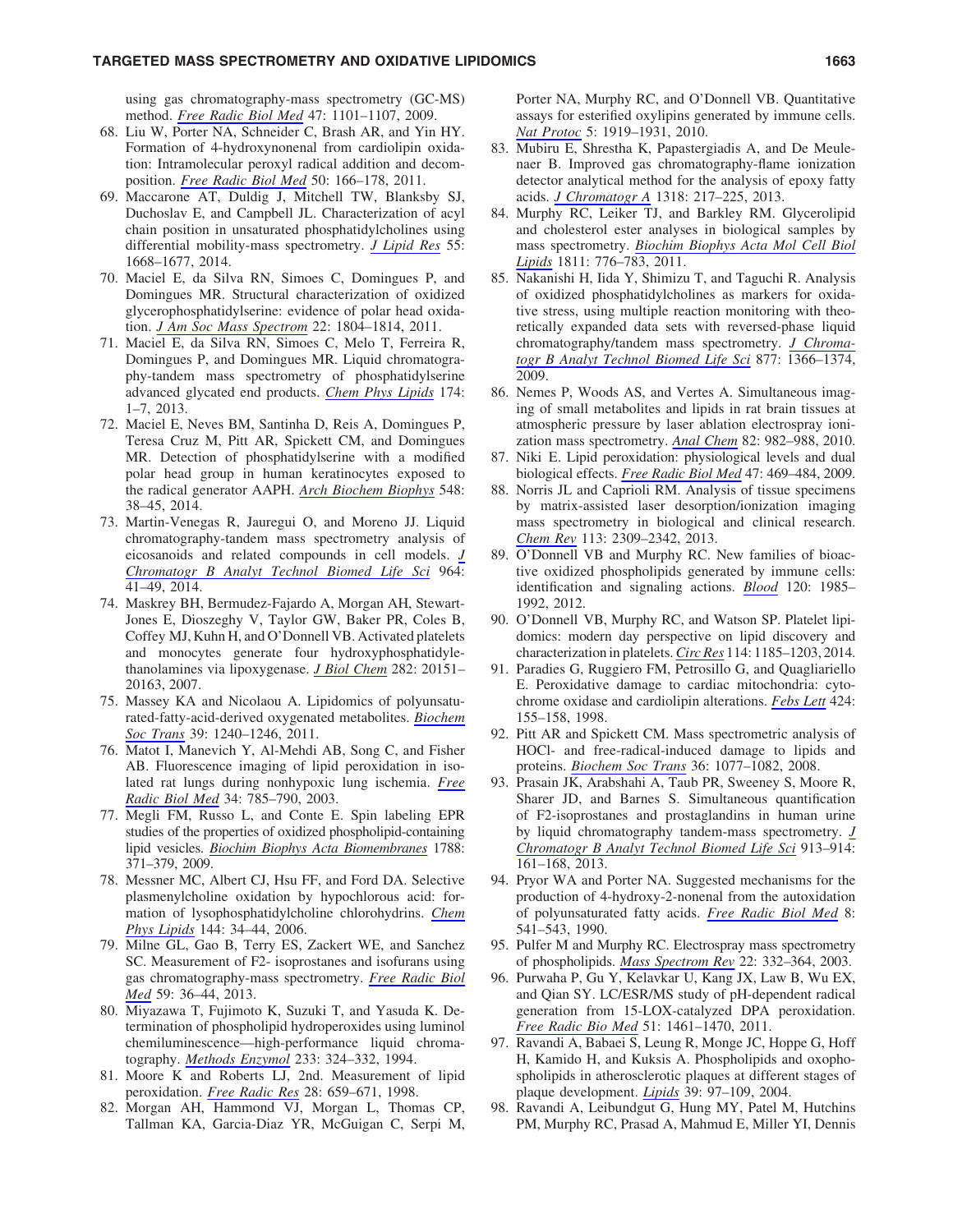using gas chromatography-mass spectrometry (GC-MS) method. *Free Radic Biol Med* 47: 1101–1107, 2009.

68. Liu W, Porter NA, Schneider C, Brash AR, and Yin HY. Formation of 4-hydroxynonenal from cardiolipin oxidation: Intramolecular peroxyl radical addition and decomposition. *Free Radic Biol Med* 50: 166–178, 2011.
69. Maccarone AT, Duldig J, Mitchell TW, Blanksby SJ, Duchoslav E, and Campbell JL. Characterization of acyl chain position in unsaturated phosphatidylcholines using differential mobility-mass spectrometry. *J Lipid Res* 55: 1668–1677, 2014.
70. Maciel E, da Silva RN, Simoes C, Domingues P, and Domingues MR. Structural characterization of oxidized glycerophosphatidylserine: evidence of polar head oxidation. *J Am Soc Mass Spectrom* 22: 1804–1814, 2011.
71. Maciel E, da Silva RN, Simoes C, Melo T, Ferreira R, Domingues P, and Domingues MR. Liquid chromatography-tandem mass spectrometry of phosphatidylserine advanced glycated end products. *Chem Phys Lipids* 174: 1–7, 2013.
72. Maciel E, Neves BM, Santinha D, Reis A, Domingues P, Teresa Cruz M, Pitt AR, Spickett CM, and Domingues MR. Detection of phosphatidylserine with a modified polar head group in human keratinocytes exposed to the radical generator AAPH. *Arch Biochem Biophys* 548: 38–45, 2014.
73. Martin-Venegas R, Jauregui O, and Moreno JJ. Liquid chromatography-tandem mass spectrometry analysis of eicosanoids and related compounds in cell models. *J Chromatogr B Analyt Technol Biomed Life Sci* 964: 41–49, 2014.
74. Maskrey BH, Bermudez-Fajardo A, Morgan AH, Stewart-Jones E, Dioszeghy V, Taylor GW, Baker PR, Coles B, Coffey MJ, Kuhn H, and O'Donnell VB. Activated platelets and monocytes generate four hydroxyphosphatidylethanolamines via lipoxygenase. *J Biol Chem* 282: 20151–20163, 2007.
75. Massey KA and Nicolaou A. Lipidomics of polyunsaturated-fatty-acid-derived oxygenated metabolites. *Biochem Soc Trans* 39: 1240–1246, 2011.
76. Matot I, Manevich Y, Al-Mehdi AB, Song C, and Fisher AB. Fluorescence imaging of lipid peroxidation in isolated rat lungs during nonhypoxic lung ischemia. *Free Radic Biol Med* 34: 785–790, 2003.
77. Megli FM, Russo L, and Conte E. Spin labeling EPR studies of the properties of oxidized phospholipid-containing lipid vesicles. *Biochim Biophys Acta Biomembranes* 1788: 371–379, 2009.
78. Messner MC, Albert CJ, Hsu FF, and Ford DA. Selective plasmenylcholine oxidation by hypochlorous acid: formation of lysophosphatidylcholine chlorohydrins. *Chem Phys Lipids* 144: 34–44, 2006.
79. Milne GL, Gao B, Terry ES, Zackert WE, and Sanchez SC. Measurement of F2- isoprostanes and isofurans using gas chromatography-mass spectrometry. *Free Radic Biol Med* 59: 36–44, 2013.
80. Miyazawa T, Fujimoto K, Suzuki T, and Yasuda K. Determination of phospholipid hydroperoxides using luminol chemiluminescence—high-performance liquid chromatography. *Methods Enzymol* 233: 324–332, 1994.
81. Moore K and Roberts LJ, 2nd. Measurement of lipid peroxidation. *Free Radic Res* 28: 659–671, 1998.
82. Morgan AH, Hammond VJ, Morgan L, Thomas CP, Tallman KA, Garcia-Diaz YR, McGuigan C, Serpi M, Porter NA, Murphy RC, and O'Donnell VB. Quantitative assays for esterified oxylipins generated by immune cells. *Nat Protoc* 5: 1919–1931, 2010.
83. Mubiru E, Shrestha K, Papastergiadis A, and De Meulenaer B. Improved gas chromatography-flame ionization detector analytical method for the analysis of epoxy fatty acids. *J Chromatogr A* 1318: 217–225, 2013.
84. Murphy RC, Leiker TJ, and Barkley RM. Glycerolipid and cholesterol ester analyses in biological samples by mass spectrometry. *Biochim Biophys Acta Mol Cell Biol Lipids* 1811: 776–783, 2011.
85. Nakanishi H, Iida Y, Shimizu T, and Taguchi R. Analysis of oxidized phosphatidylcholines as markers for oxidative stress, using multiple reaction monitoring with theoretically expanded data sets with reversed-phase liquid chromatography/tandem mass spectrometry. *J Chromatogr B Analyt Technol Biomed Life Sci* 877: 1366–1374, 2009.
86. Nemes P, Woods AS, and Vertes A. Simultaneous imaging of small metabolites and lipids in rat brain tissues at atmospheric pressure by laser ablation electrospray ionization mass spectrometry. *Anal Chem* 82: 982–988, 2010.
87. Niki E. Lipid peroxidation: physiological levels and dual biological effects. *Free Radic Biol Med* 47: 469–484, 2009.
88. Norris JL and Caprioli RM. Analysis of tissue specimens by matrix-assisted laser desorption/ionization imaging mass spectrometry in biological and clinical research. *Chem Rev* 113: 2309–2342, 2013.
89. O'Donnell VB and Murphy RC. New families of bioactive oxidized phospholipids generated by immune cells: identification and signaling actions. *Blood* 120: 1985–1992, 2012.
90. O'Donnell VB, Murphy RC, and Watson SP. Platelet lipidomics: modern day perspective on lipid discovery and characterization in platelets. *Circ Res* 114: 1185–1203, 2014.
91. Paradies G, Ruggiero FM, Petrosillo G, and Quagliariello E. Peroxidative damage to cardiac mitochondria: cytochrome oxidase and cardiolipin alterations. *Febs Lett* 424: 155–158, 1998.
92. Pitt AR and Spickett CM. Mass spectrometric analysis of HOCl- and free-radical-induced damage to lipids and proteins. *Biochem Soc Trans* 36: 1077–1082, 2008.
93. Prasain JK, Arabshahi A, Taub PR, Sweeney S, Moore R, Sharer JD, and Barnes S. Simultaneous quantification of F2-isoprostanes and prostaglandins in human urine by liquid chromatography tandem-mass spectrometry. *J Chromatogr B Analyt Technol Biomed Life Sci* 913–914: 161–168, 2013.
94. Pryor WA and Porter NA. Suggested mechanisms for the production of 4-hydroxy-2-nonenal from the autoxidation of polyunsaturated fatty acids. *Free Radic Biol Med* 8: 541–543, 1990.
95. Pulfer M and Murphy RC. Electrospray mass spectrometry of phospholipids. *Mass Spectrom Rev* 22: 332–364, 2003.
96. Purwaha P, Gu Y, Kelavkar U, Kang JX, Law B, Wu EX, and Qian SY. LC/ESR/MS study of pH-dependent radical generation from 15-LOX-catalyzed DPA peroxidation. *Free Radic Bio Med* 51: 1461–1470, 2011.
97. Ravandi A, Babaei S, Leung R, Monge JC, Hoppe G, Hoff H, Kamido H, and Kuksis A. Phospholipids and oxophospholipids in atherosclerotic plaques at different stages of plaque development. *Lipids* 39: 97–109, 2004.
98. Ravandi A, Leibundgut G, Hung MY, Patel M, Hutchins PM, Murphy RC, Prasad A, Mahmud E, Miller YI, Dennis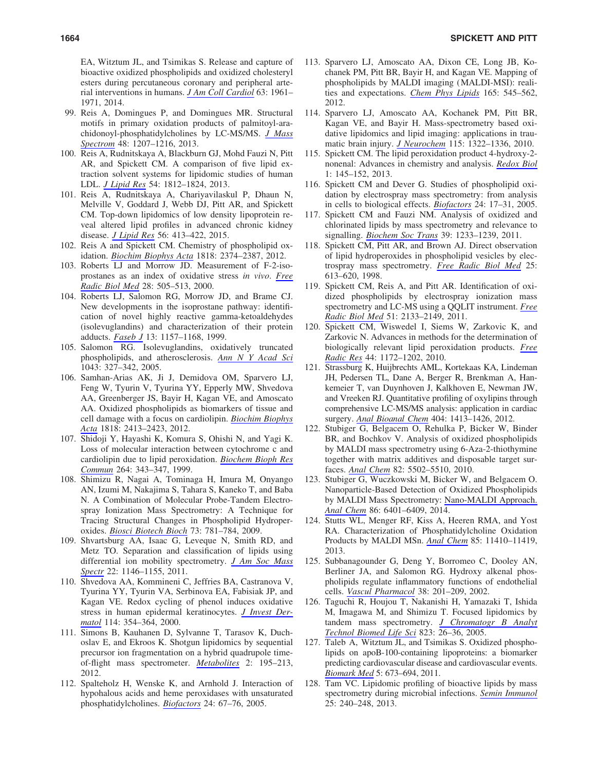EA, Witztum JL, and Tsimikas S. Release and capture of bioactive oxidized phospholipids and oxidized cholesteryl esters during percutaneous coronary and peripheral arterial interventions in humans. *J Am Coll Cardiol* 63: 1961–1971, 2014.

99. Reis A, Domingues P, and Domingues MR. Structural motifs in primary oxidation products of palmitoyl-arachidonoyl-phosphatidylcholines by LC-MS/MS. *J Mass Spectrom* 48: 1207–1216, 2013.
100. Reis A, Rudnitskaya A, Blackburn GJ, Mohd Fauzi N, Pitt AR, and Spickett CM. A comparison of five lipid extraction solvent systems for lipidomic studies of human LDL. *J Lipid Res* 54: 1812–1824, 2013.
101. Reis A, Rudnitskaya A, Chariyavilaskul P, Dhaun N, Melville V, Goddard J, Webb DJ, Pitt AR, and Spickett CM. Top-down lipidomics of low density lipoprotein reveal altered lipid profiles in advanced chronic kidney disease. *J Lipid Res* 56: 413–422, 2015.
102. Reis A and Spickett CM. Chemistry of phospholipid oxidation. *Biochim Biophys Acta* 1818: 2374–2387, 2012.
103. Roberts LJ and Morrow JD. Measurement of F-2-isoprostanes as an index of oxidative stress *in vivo*. *Free Radic Biol Med* 28: 505–513, 2000.
104. Roberts LJ, Salomon RG, Morrow JD, and Brame CJ. New developments in the isoprostane pathway: identification of novel highly reactive gamma-ketoaldehydes (isolevuglandins) and characterization of their protein adducts. *Faseb J* 13: 1157–1168, 1999.
105. Salomon RG. Isolevuglandins, oxidatively truncated phospholipids, and atherosclerosis. *Ann N Y Acad Sci* 1043: 327–342, 2005.
106. Samhan-Arias AK, Ji J, Demidova OM, Sparvero LJ, Feng W, Tyurin V, Tyurina YY, Epperly MW, Shvedova AA, Greenberger JS, Bayir H, Kagan VE, and Amoscato AA. Oxidized phospholipids as biomarkers of tissue and cell damage with a focus on cardiolipin. *Biochim Biophys Acta* 1818: 2413–2423, 2012.
107. Shidoji Y, Hayashi K, Komura S, Ohishi N, and Yagi K. Loss of molecular interaction between cytochrome c and cardiolipin due to lipid peroxidation. *Biochem Bioph Res Commun* 264: 343–347, 1999.
108. Shimizu R, Nagai A, Tominaga H, Imura M, Onyango AN, Izumi M, Nakajima S, Tahara S, Kaneko T, and Baba N. A Combination of Molecular Probe-Tandem Electrospray Ionization Mass Spectrometry: A Technique for Tracing Structural Changes in Phospholipid Hydroperoxides. *Biosci Biotech Bioch* 73: 781–784, 2009.
109. Shvartsburg AA, Isaac G, Leveque N, Smith RD, and Metz TO. Separation and classification of lipids using differential ion mobility spectrometry. *J Am Soc Mass Spectr* 22: 1146–1155, 2011.
110. Shvedova AA, Kommineni C, Jeffries BA, Castranova V, Tyurina YY, Tyurin VA, Serbinova EA, Fabisiak JP, and Kagan VE. Redox cycling of phenol induces oxidative stress in human epidermal keratinocytes. *J Invest Dermatol* 114: 354–364, 2000.
111. Simons B, Kauhanen D, Sylvanne T, Tarasov K, Duchoslav E, and Ekroos K. Shotgun lipidomics by sequential precursor ion fragmentation on a hybrid quadrupole time-of-flight mass spectrometer. *Metabolites* 2: 195–213, 2012.
112. Spalteholz H, Wenske K, and Arnhold J. Interaction of hypohalous acids and heme peroxidases with unsaturated phosphatidylcholines. *Biofactors* 24: 67–76, 2005.
113. Sparvero LJ, Amoscato AA, Dixon CE, Long JB, Kochanek PM, Pitt BR, Bayir H, and Kagan VE. Mapping of phospholipids by MALDI imaging (MALDI-MSI): realities and expectations. *Chem Phys Lipids* 165: 545–562, 2012.
114. Sparvero LJ, Amoscato AA, Kochanek PM, Pitt BR, Kagan VE, and Bayir H. Mass-spectrometry based oxidative lipidomics and lipid imaging: applications in traumatic brain injury. *J Neurochem* 115: 1322–1336, 2010.
115. Spickett CM. The lipid peroxidation product 4-hydroxy-2-nonenal: Advances in chemistry and analysis. *Redox Biol* 1: 145–152, 2013.
116. Spickett CM and Dever G. Studies of phospholipid oxidation by electrospray mass spectrometry: from analysis in cells to biological effects. *Biofactors* 24: 17–31, 2005.
117. Spickett CM and Fauzi NM. Analysis of oxidized and chlorinated lipids by mass spectrometry and relevance to signalling. *Biochem Soc Trans* 39: 1233–1239, 2011.
118. Spickett CM, Pitt AR, and Brown AJ. Direct observation of lipid hydroperoxides in phospholipid vesicles by electrospray mass spectrometry. *Free Radic Biol Med* 25: 613–620, 1998.
119. Spickett CM, Reis A, and Pitt AR. Identification of oxidized phospholipids by electrospray ionization mass spectrometry and LC-MS using a QQLIT instrument. *Free Radic Biol Med* 51: 2133–2149, 2011.
120. Spickett CM, Wiswedel I, Siems W, Zarkovic K, and Zarkovic N. Advances in methods for the determination of biologically relevant lipid peroxidation products. *Free Radic Res* 44: 1172–1202, 2010.
121. Strassburg K, Huijbrechts AML, Kortekaas KA, Lindeman JH, Pedersen TL, Dane A, Berger R, Brenkman A, Hankemeier T, van Duynhoven J, Kalkhoven E, Newman JW, and Vreeken RJ. Quantitative profiling of oxylipins through comprehensive LC-MS/MS analysis: application in cardiac surgery. *Anal Bioanal Chem* 404: 1413–1426, 2012.
122. Stubiger G, Belgacem O, Rehulka P, Bicker W, Binder BR, and Bochkov V. Analysis of oxidized phospholipids by MALDI mass spectrometry using 6-Aza-2-thiothymine together with matrix additives and disposable target surfaces. *Anal Chem* 82: 5502–5510, 2010.
123. Stubiger G, Wuczkowski M, Bicker W, and Belgacem O. Nanoparticle-Based Detection of Oxidized Phospholipids by MALDI Mass Spectrometry: Nano-MALDI Approach. *Anal Chem* 86: 6401–6409, 2014.
124. Stutts WL, Menger RF, Kiss A, Heeren RMA, and Yost RA. Characterization of Phosphatidylcholine Oxidation Products by MALDI MSn. *Anal Chem* 85: 11410–11419, 2013.
125. Subbanagounder G, Deng Y, Borromeo C, Dooley AN, Berliner JA, and Salomon RG. Hydroxy alkenal phospholipids regulate inflammatory functions of endothelial cells. *Vascul Pharmacol* 38: 201–209, 2002.
126. Taguchi R, Houjou T, Nakanishi H, Yamazaki T, Ishida M, Imagawa M, and Shimizu T. Focused lipidomics by tandem mass spectrometry. *J Chromatogr B Analyt Technol Biomed Life Sci* 823: 26–36, 2005.
127. Taleb A, Witztum JL, and Tsimikas S. Oxidized phospholipids on apoB-100-containing lipoproteins: a biomarker predicting cardiovascular disease and cardiovascular events. *Biomark Med* 5: 673–694, 2011.
128. Tam VC. Lipidomic profiling of bioactive lipids by mass spectrometry during microbial infections. *Semin Immunol* 25: 240–248, 2013.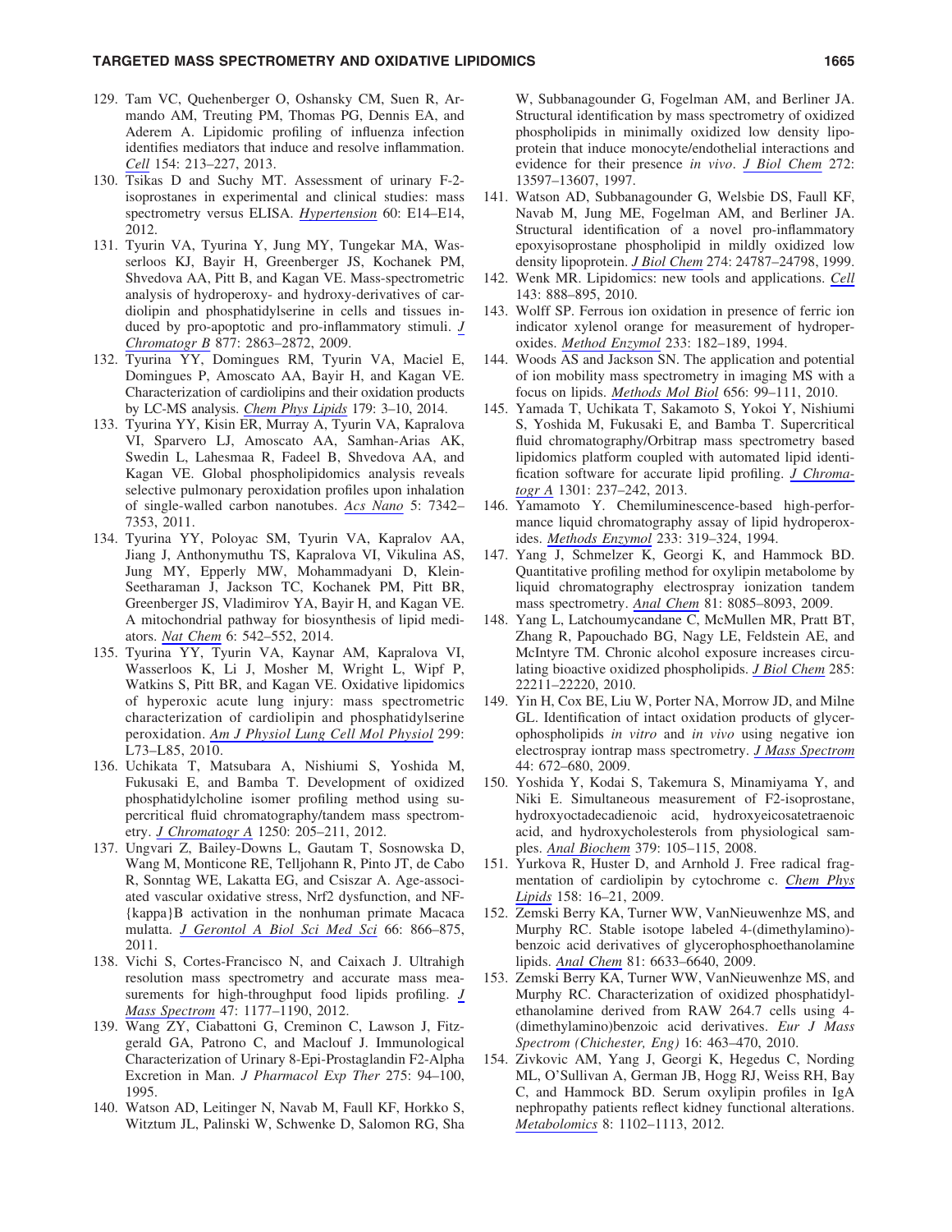129. Tam VC, Quehenberger O, Oshansky CM, Suen R, Armando AM, Treuting PM, Thomas PG, Dennis EA, and Aderem A. Lipidomic profiling of influenza infection identifies mediators that induce and resolve inflammation. *Cell* 154: 213–227, 2013.

130. Tsikas D and Suchy MT. Assessment of urinary F-2-isoprostanes in experimental and clinical studies: mass spectrometry versus ELISA. *Hypertension* 60: E14–E14, 2012.

131. Tyurin VA, Tyurina Y, Jung MY, Tungekar MA, Wasserloos KJ, Bayir H, Greenberger JS, Kochanek PM, Shvedova AA, Pitt B, and Kagan VE. Mass-spectrometric analysis of hydroperoxy- and hydroxy-derivatives of cardiolipin and phosphatidylserine in cells and tissues induced by pro-apoptotic and pro-inflammatory stimuli. *J Chromatogr B* 877: 2863–2872, 2009.

132. Tyurina YY, Domingues RM, Tyurin VA, Maciel E, Domingues P, Amoscato AA, Bayir H, and Kagan VE. Characterization of cardiolipins and their oxidation products by LC-MS analysis. *Chem Phys Lipids* 179: 3–10, 2014.

133. Tyurina YY, Kisin ER, Murray A, Tyurin VA, Kapralova VI, Sparvero LJ, Amoscato AA, Samhan-Arias AK, Swedin L, Lahesmaa R, Fadeel B, Shvedova AA, and Kagan VE. Global phospholipidomics analysis reveals selective pulmonary peroxidation profiles upon inhalation of single-walled carbon nanotubes. *Acs Nano* 5: 7342–7353, 2011.

134. Tyurina YY, Poloyac SM, Tyurin VA, Kapralov AA, Jiang J, Anthonymuthu TS, Kapralova VI, Vikulina AS, Jung MY, Epperly MW, Mohammadyani D, Klein-Seetharaman J, Jackson TC, Kochanek PM, Pitt BR, Greenberger JS, Vladimirov YA, Bayir H, and Kagan VE. A mitochondrial pathway for biosynthesis of lipid mediators. *Nat Chem* 6: 542–552, 2014.

135. Tyurina YY, Tyurin VA, Kaynar AM, Kapralova VI, Wasserloos K, Li J, Mosher M, Wright L, Wipf P, Watkins S, Pitt BR, and Kagan VE. Oxidative lipidomics of hyperoxic acute lung injury: mass spectrometric characterization of cardiolipin and phosphatidylserine peroxidation. *Am J Physiol Lung Cell Mol Physiol* 299: L73–L85, 2010.

136. Uchikata T, Matsubara A, Nishiumi S, Yoshida M, Fukusaki E, and Bamba T. Development of oxidized phosphatidylcholine isomer profiling method using supercritical fluid chromatography/tandem mass spectrometry. *J Chromatogr A* 1250: 205–211, 2012.

137. Ungvari Z, Bailey-Downs L, Gautam T, Sosnowska D, Wang M, Monticone RE, Telljohann R, Pinto JT, de Cabo R, Sonntag WE, Lakatta EG, and Csiszar A. Age-associated vascular oxidative stress, Nrf2 dysfunction, and NF-{kappa}B activation in the nonhuman primate Macaca mulatta. *J Gerontol A Biol Sci Med Sci* 66: 866–875, 2011.

138. Vichi S, Cortes-Francisco N, and Caixach J. Ultrahigh resolution mass spectrometry and accurate mass measurements for high-throughput food lipids profiling. *J Mass Spectrom* 47: 1177–1190, 2012.

139. Wang ZY, Ciabattoni G, Creminon C, Lawson J, Fitzgerald GA, Patrono C, and Maclouf J. Immunological Characterization of Urinary 8-Epi-Prostaglandin F2-Alpha Excretion in Man. *J Pharmacol Exp Ther* 275: 94–100, 1995.

140. Watson AD, Leitinger N, Navab M, Faull KF, Horkko S, Witztum JL, Palinski W, Schwenke D, Salomon RG, Sha W, Subbanagounder G, Fogelman AM, and Berliner JA. Structural identification by mass spectrometry of oxidized phospholipids in minimally oxidized low density lipoprotein that induce monocyte/endothelial interactions and evidence for their presence *in vivo*. *J Biol Chem* 272: 13597–13607, 1997.

141. Watson AD, Subbanagounder G, Welsbie DS, Faull KF, Navab M, Jung ME, Fogelman AM, and Berliner JA. Structural identification of a novel pro-inflammatory epoxyisoprostane phospholipid in mildly oxidized low density lipoprotein. *J Biol Chem* 274: 24787–24798, 1999.

142. Wenk MR. Lipidomics: new tools and applications. *Cell* 143: 888–895, 2010.

143. Wolff SP. Ferrous ion oxidation in presence of ferric ion indicator xylenol orange for measurement of hydroperoxides. *Method Enzymol* 233: 182–189, 1994.

144. Woods AS and Jackson SN. The application and potential of ion mobility mass spectrometry in imaging MS with a focus on lipids. *Methods Mol Biol* 656: 99–111, 2010.

145. Yamada T, Uchikata T, Sakamoto S, Yokoi Y, Nishiumi S, Yoshida M, Fukusaki E, and Bamba T. Supercritical fluid chromatography/Orbitrap mass spectrometry based lipidomics platform coupled with automated lipid identification software for accurate lipid profiling. *J Chromatogr A* 1301: 237–242, 2013.

146. Yamamoto Y. Chemiluminescence-based high-performance liquid chromatography assay of lipid hydroperoxides. *Methods Enzymol* 233: 319–324, 1994.

147. Yang J, Schmelzer K, Georgi K, and Hammock BD. Quantitative profiling method for oxylipin metabolome by liquid chromatography electrospray ionization tandem mass spectrometry. *Anal Chem* 81: 8085–8093, 2009.

148. Yang L, Latchoumycandane C, McMullen MR, Pratt BT, Zhang R, Papouchado BG, Nagy LE, Feldstein AE, and McIntyre TM. Chronic alcohol exposure increases circulating bioactive oxidized phospholipids. *J Biol Chem* 285: 22211–22220, 2010.

149. Yin H, Cox BE, Liu W, Porter NA, Morrow JD, and Milne GL. Identification of intact oxidation products of glycerophospholipids *in vitro* and *in vivo* using negative ion electrospray iontrap mass spectrometry. *J Mass Spectrom* 44: 672–680, 2009.

150. Yoshida Y, Kodai S, Takemura S, Minamiyama Y, and Niki E. Simultaneous measurement of F2-isoprostane, hydroxyoctadecadienoic acid, hydroxyeicosatetraenoic acid, and hydroxycholesterols from physiological samples. *Anal Biochem* 379: 105–115, 2008.

151. Yurkova R, Huster D, and Arnhold J. Free radical fragmentation of cardiolipin by cytochrome c. *Chem Phys Lipids* 158: 16–21, 2009.

152. Zemski Berry KA, Turner WW, VanNieuwenhze MS, and Murphy RC. Stable isotope labeled 4-(dimethylamino)-benzoic acid derivatives of glycerophosphoethanolamine lipids. *Anal Chem* 81: 6633–6640, 2009.

153. Zemski Berry KA, Turner WW, VanNieuwenhze MS, and Murphy RC. Characterization of oxidized phosphatidylethanolamine derived from RAW 264.7 cells using 4-(dimethylamino)benzoic acid derivatives. *Eur J Mass Spectrom (Chichester, Eng)* 16: 463–470, 2010.

154. Zivkovic AM, Yang J, Georgi K, Hegedus C, Nording ML, O'Sullivan A, German JB, Hogg RJ, Weiss RH, Bay C, and Hammock BD. Serum oxylipin profiles in IgA nephropathy patients reflect kidney functional alterations. *Metabolomics* 8: 1102–1113, 2012.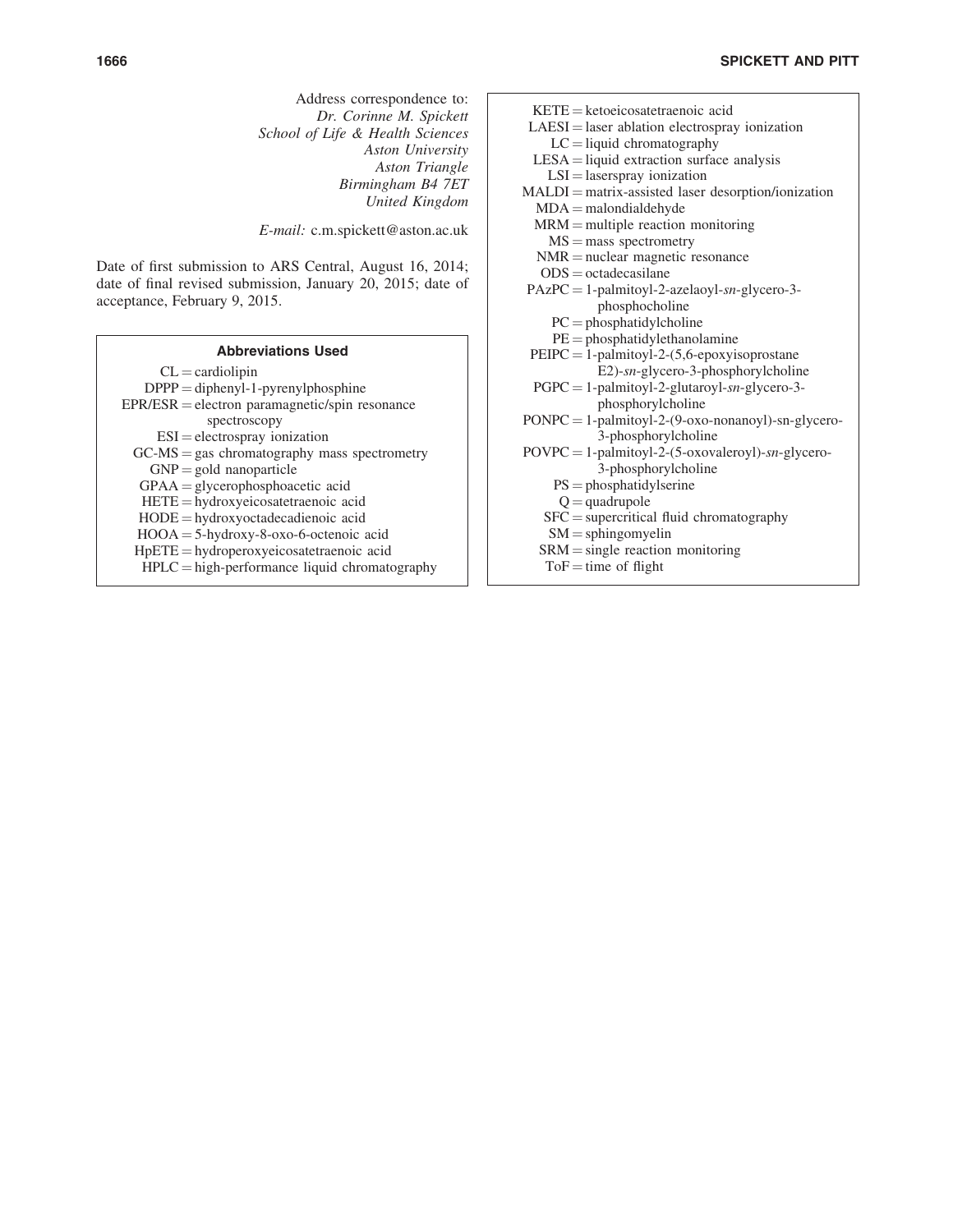Address correspondence to:
*Dr. Corinne M. Spickett*
*School of Life & Health Sciences*
*Aston University*
*Aston Triangle*
*Birmingham B4 7ET*
*United Kingdom*

*E-mail:* c.m.spickett@aston.ac.uk

Date of first submission to ARS Central, August 16, 2014; date of final revised submission, January 20, 2015; date of acceptance, February 9, 2015.

## Abbreviations Used

CL = cardiolipin
DPPP = diphenyl-1-pyrenylphosphine
EPR/ESR = electron paramagnetic/spin resonance spectroscopy
ESI = electrospray ionization
GC-MS = gas chromatography mass spectrometry
GNP = gold nanoparticle
GPAA = glycerophosphoacetic acid
HETE = hydroxyeicosatetraenoic acid
HODE = hydroxyoctadecadienoic acid
HOOA = 5-hydroxy-8-oxo-6-octenoic acid
HpETE = hydroperoxyeicosatetraenoic acid
HPLC = high-performance liquid chromatography
KETE = ketoeicosatetraenoic acid
LAESI = laser ablation electrospray ionization
LC = liquid chromatography
LESA = liquid extraction surface analysis
LSI = laserspray ionization
MALDI = matrix-assisted laser desorption/ionization
MDA = malondialdehyde
MRM = multiple reaction monitoring
MS = mass spectrometry
NMR = nuclear magnetic resonance
ODS = octadecasilane
PAzPC = 1-palmitoyl-2-azelaoyl-*sn*-glycero-3-phosphocholine
PC = phosphatidylcholine
PE = phosphatidylethanolamine
PEIPC = 1-palmitoyl-2-(5,6-epoxyisoprostane E2)-*sn*-glycero-3-phosphorylcholine
PGPC = 1-palmitoyl-2-glutaroyl-*sn*-glycero-3-phosphorylcholine
PONPC = 1-palmitoyl-2-(9-oxo-nonanoyl)-sn-glycero-3-phosphorylcholine
POVPC = 1-palmitoyl-2-(5-oxovaleroyl)-*sn*-glycero-3-phosphorylcholine
PS = phosphatidylserine
Q = quadrupole
SFC = supercritical fluid chromatography
SM = sphingomyelin
SRM = single reaction monitoring
ToF = time of flight